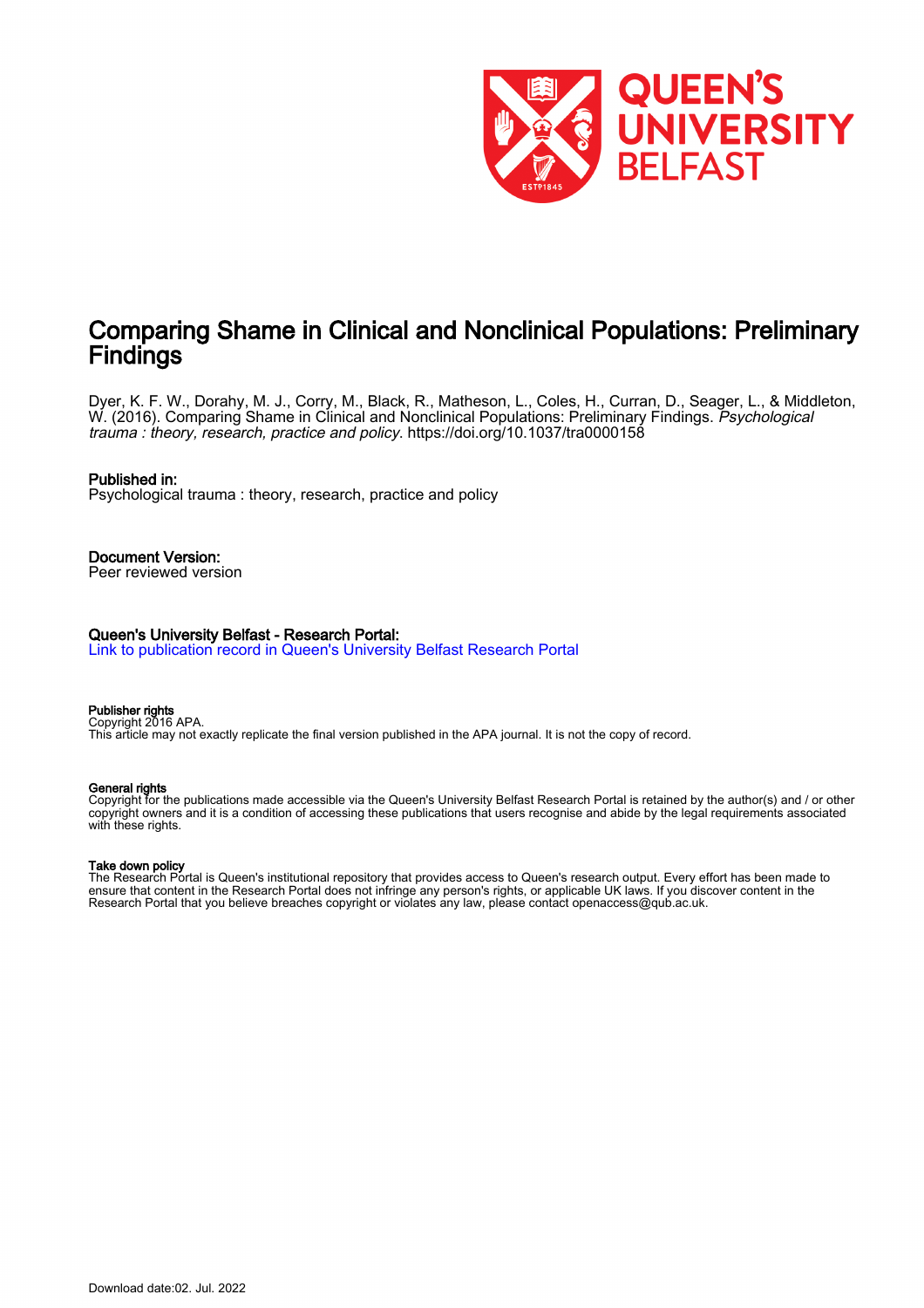# Comparing Shame in Clinical and Nonclinical Populations: Preliminary Findings

Dyer, K. F. W., Dorahy, M. J., Corry, M., Black, R., Matheson, L., Coles, H., Curran, D., Seager, L., & Middleton, W. (2016). Comparing Shame in Clinical and Nonclinical Populations: Preliminary Findings. *Psychological trauma : theory, research, practice and policy*. https://doi.org/10.1037/tra0000158

**Published in:**
Psychological trauma : theory, research, practice and policy

**Document Version:**
Peer reviewed version

**Queen's University Belfast - Research Portal:**
Link to publication record in Queen's University Belfast Research Portal

**Publisher rights**
Copyright 2016 APA.
This article may not exactly replicate the final version published in the APA journal. It is not the copy of record.

**General rights**
Copyright for the publications made accessible via the Queen's University Belfast Research Portal is retained by the author(s) and / or other copyright owners and it is a condition of accessing these publications that users recognise and abide by the legal requirements associated with these rights.

**Take down policy**
The Research Portal is Queen's institutional repository that provides access to Queen's research output. Every effort has been made to ensure that content in the Research Portal does not infringe any person's rights, or applicable UK laws. If you discover content in the Research Portal that you believe breaches copyright or violates any law, please contact openaccess@qub.ac.uk.

Download date:02. Jul. 2022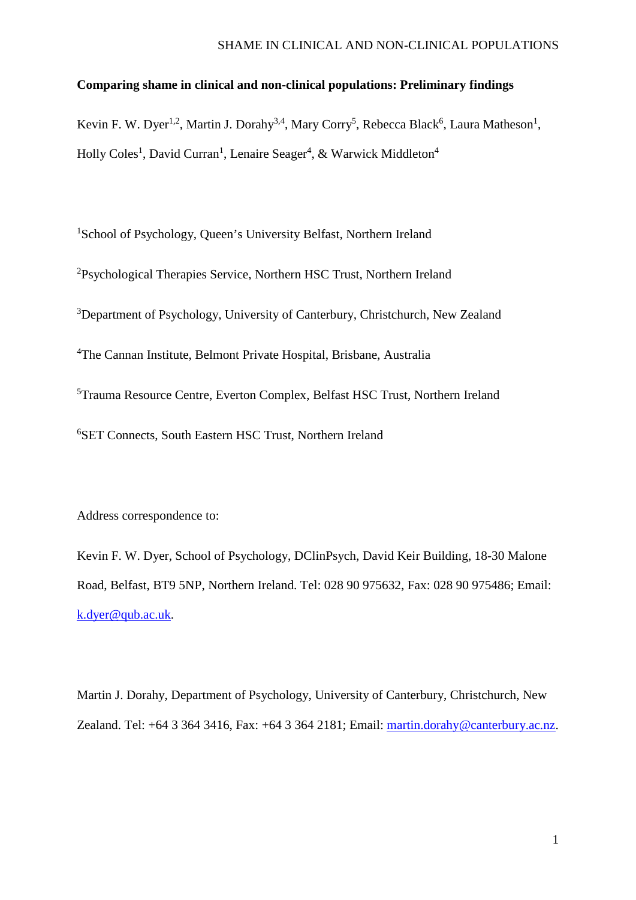**Comparing shame in clinical and non-clinical populations: Preliminary findings**

Kevin F. W. Dyer[1,2], Martin J. Dorahy[3,4], Mary Corry[5], Rebecca Black[6], Laura Matheson[1], Holly Coles[1], David Curran[1], Lenaire Seager[4], & Warwick Middleton[4]

[1]School of Psychology, Queen's University Belfast, Northern Ireland

[2]Psychological Therapies Service, Northern HSC Trust, Northern Ireland

[3]Department of Psychology, University of Canterbury, Christchurch, New Zealand

[4]The Cannan Institute, Belmont Private Hospital, Brisbane, Australia

[5]Trauma Resource Centre, Everton Complex, Belfast HSC Trust, Northern Ireland

[6]SET Connects, South Eastern HSC Trust, Northern Ireland

Address correspondence to:

Kevin F. W. Dyer, School of Psychology, DClinPsych, David Keir Building, 18-30 Malone Road, Belfast, BT9 5NP, Northern Ireland. Tel: 028 90 975632, Fax: 028 90 975486; Email: k.dyer@qub.ac.uk.

Martin J. Dorahy, Department of Psychology, University of Canterbury, Christchurch, New Zealand. Tel: +64 3 364 3416, Fax: +64 3 364 2181; Email: martin.dorahy@canterbury.ac.nz.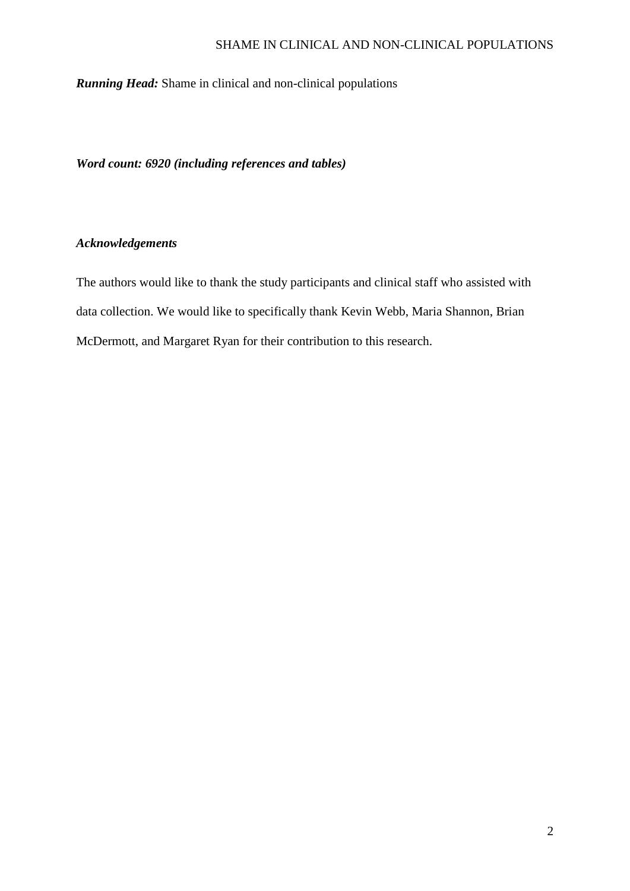***Running Head:*** Shame in clinical and non-clinical populations

***Word count: 6920 (including references and tables)***

***Acknowledgements***

The authors would like to thank the study participants and clinical staff who assisted with data collection. We would like to specifically thank Kevin Webb, Maria Shannon, Brian McDermott, and Margaret Ryan for their contribution to this research.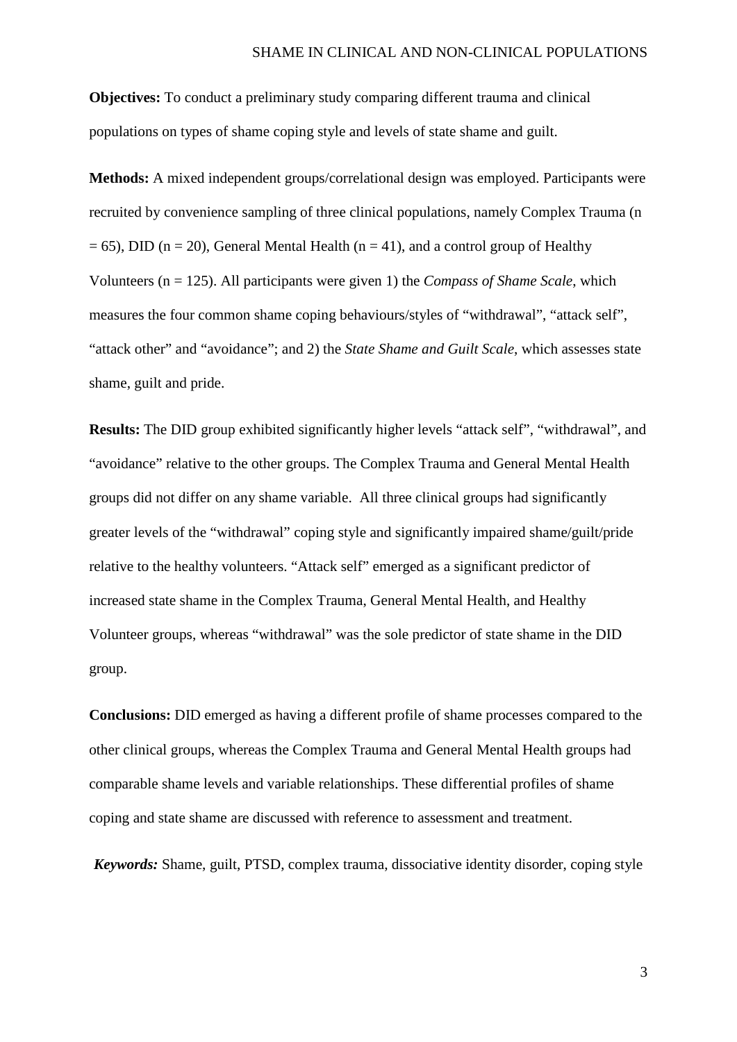**Objectives:** To conduct a preliminary study comparing different trauma and clinical populations on types of shame coping style and levels of state shame and guilt.

**Methods:** A mixed independent groups/correlational design was employed. Participants were recruited by convenience sampling of three clinical populations, namely Complex Trauma (n = 65), DID (n = 20), General Mental Health (n = 41), and a control group of Healthy Volunteers (n = 125). All participants were given 1) the *Compass of Shame Scale*, which measures the four common shame coping behaviours/styles of "withdrawal", "attack self", "attack other" and "avoidance"; and 2) the *State Shame and Guilt Scale*, which assesses state shame, guilt and pride.

**Results:** The DID group exhibited significantly higher levels "attack self", "withdrawal", and "avoidance" relative to the other groups. The Complex Trauma and General Mental Health groups did not differ on any shame variable. All three clinical groups had significantly greater levels of the "withdrawal" coping style and significantly impaired shame/guilt/pride relative to the healthy volunteers. "Attack self" emerged as a significant predictor of increased state shame in the Complex Trauma, General Mental Health, and Healthy Volunteer groups, whereas "withdrawal" was the sole predictor of state shame in the DID group.

**Conclusions:** DID emerged as having a different profile of shame processes compared to the other clinical groups, whereas the Complex Trauma and General Mental Health groups had comparable shame levels and variable relationships. These differential profiles of shame coping and state shame are discussed with reference to assessment and treatment.

***Keywords:*** Shame, guilt, PTSD, complex trauma, dissociative identity disorder, coping style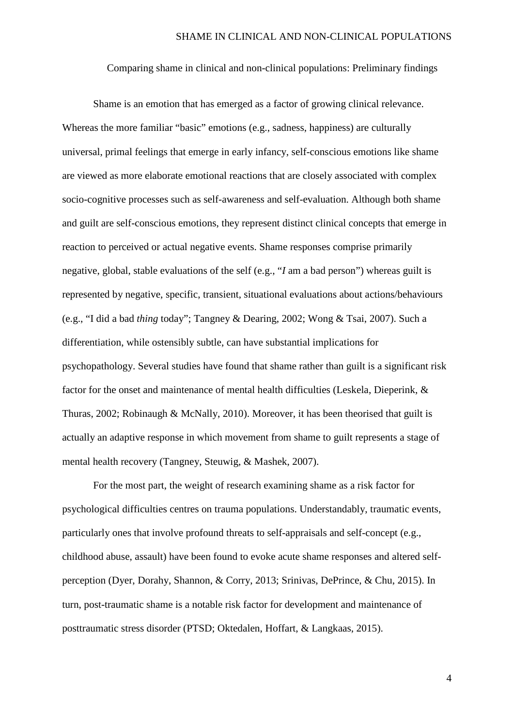Comparing shame in clinical and non-clinical populations: Preliminary findings

Shame is an emotion that has emerged as a factor of growing clinical relevance. Whereas the more familiar "basic" emotions (e.g., sadness, happiness) are culturally universal, primal feelings that emerge in early infancy, self-conscious emotions like shame are viewed as more elaborate emotional reactions that are closely associated with complex socio-cognitive processes such as self-awareness and self-evaluation. Although both shame and guilt are self-conscious emotions, they represent distinct clinical concepts that emerge in reaction to perceived or actual negative events. Shame responses comprise primarily negative, global, stable evaluations of the self (e.g., "*I* am a bad person") whereas guilt is represented by negative, specific, transient, situational evaluations about actions/behaviours (e.g., "I did a bad *thing* today"; Tangney & Dearing, 2002; Wong & Tsai, 2007). Such a differentiation, while ostensibly subtle, can have substantial implications for psychopathology. Several studies have found that shame rather than guilt is a significant risk factor for the onset and maintenance of mental health difficulties (Leskela, Dieperink, & Thuras, 2002; Robinaugh & McNally, 2010). Moreover, it has been theorised that guilt is actually an adaptive response in which movement from shame to guilt represents a stage of mental health recovery (Tangney, Steuwig, & Mashek, 2007).

For the most part, the weight of research examining shame as a risk factor for psychological difficulties centres on trauma populations. Understandably, traumatic events, particularly ones that involve profound threats to self-appraisals and self-concept (e.g., childhood abuse, assault) have been found to evoke acute shame responses and altered self-perception (Dyer, Dorahy, Shannon, & Corry, 2013; Srinivas, DePrince, & Chu, 2015). In turn, post-traumatic shame is a notable risk factor for development and maintenance of posttraumatic stress disorder (PTSD; Oktedalen, Hoffart, & Langkaas, 2015).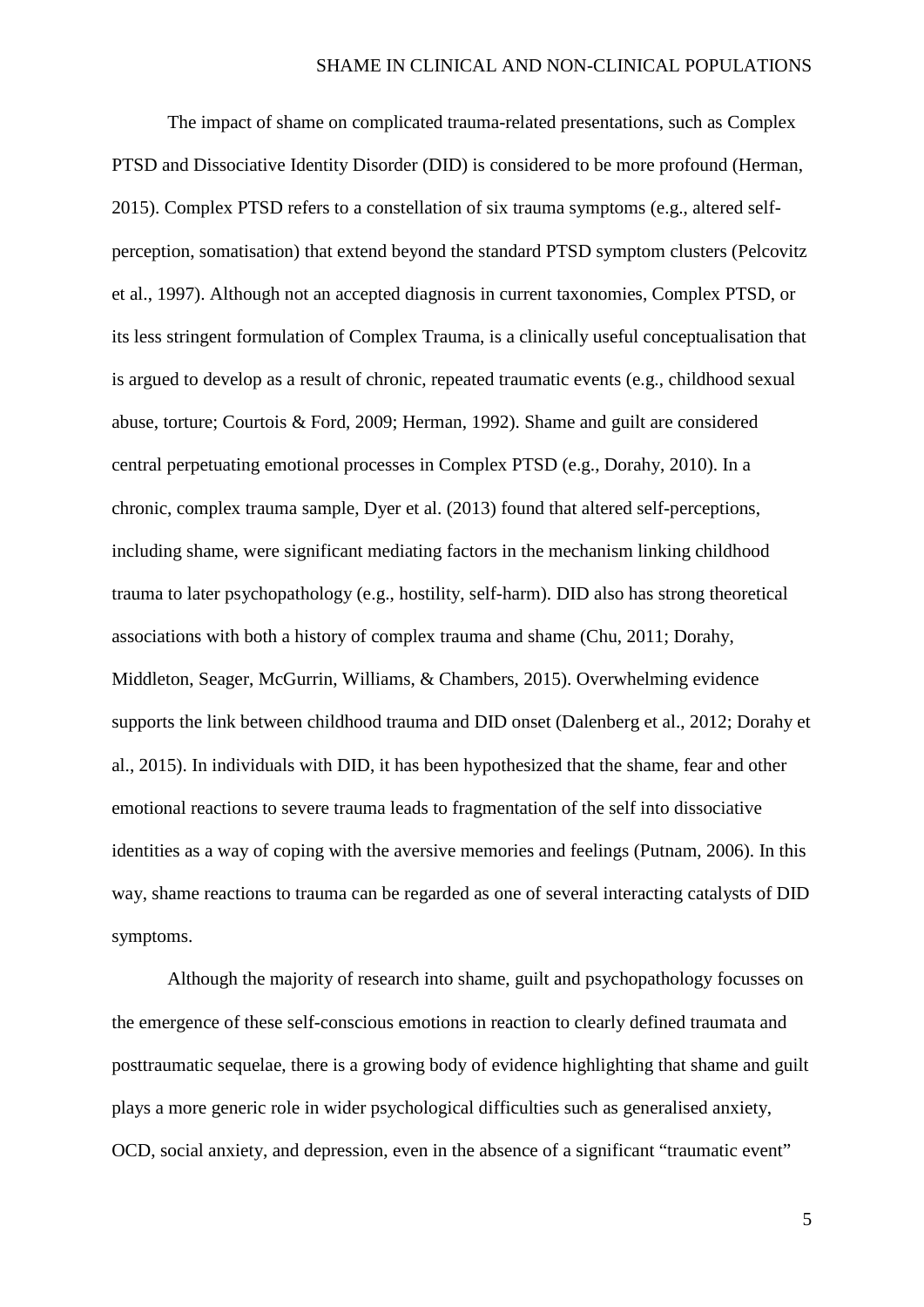The impact of shame on complicated trauma-related presentations, such as Complex PTSD and Dissociative Identity Disorder (DID) is considered to be more profound (Herman, 2015). Complex PTSD refers to a constellation of six trauma symptoms (e.g., altered self-perception, somatisation) that extend beyond the standard PTSD symptom clusters (Pelcovitz et al., 1997). Although not an accepted diagnosis in current taxonomies, Complex PTSD, or its less stringent formulation of Complex Trauma, is a clinically useful conceptualisation that is argued to develop as a result of chronic, repeated traumatic events (e.g., childhood sexual abuse, torture; Courtois & Ford, 2009; Herman, 1992). Shame and guilt are considered central perpetuating emotional processes in Complex PTSD (e.g., Dorahy, 2010). In a chronic, complex trauma sample, Dyer et al. (2013) found that altered self-perceptions, including shame, were significant mediating factors in the mechanism linking childhood trauma to later psychopathology (e.g., hostility, self-harm). DID also has strong theoretical associations with both a history of complex trauma and shame (Chu, 2011; Dorahy, Middleton, Seager, McGurrin, Williams, & Chambers, 2015). Overwhelming evidence supports the link between childhood trauma and DID onset (Dalenberg et al., 2012; Dorahy et al., 2015). In individuals with DID, it has been hypothesized that the shame, fear and other emotional reactions to severe trauma leads to fragmentation of the self into dissociative identities as a way of coping with the aversive memories and feelings (Putnam, 2006). In this way, shame reactions to trauma can be regarded as one of several interacting catalysts of DID symptoms.

Although the majority of research into shame, guilt and psychopathology focusses on the emergence of these self-conscious emotions in reaction to clearly defined traumata and posttraumatic sequelae, there is a growing body of evidence highlighting that shame and guilt plays a more generic role in wider psychological difficulties such as generalised anxiety, OCD, social anxiety, and depression, even in the absence of a significant "traumatic event"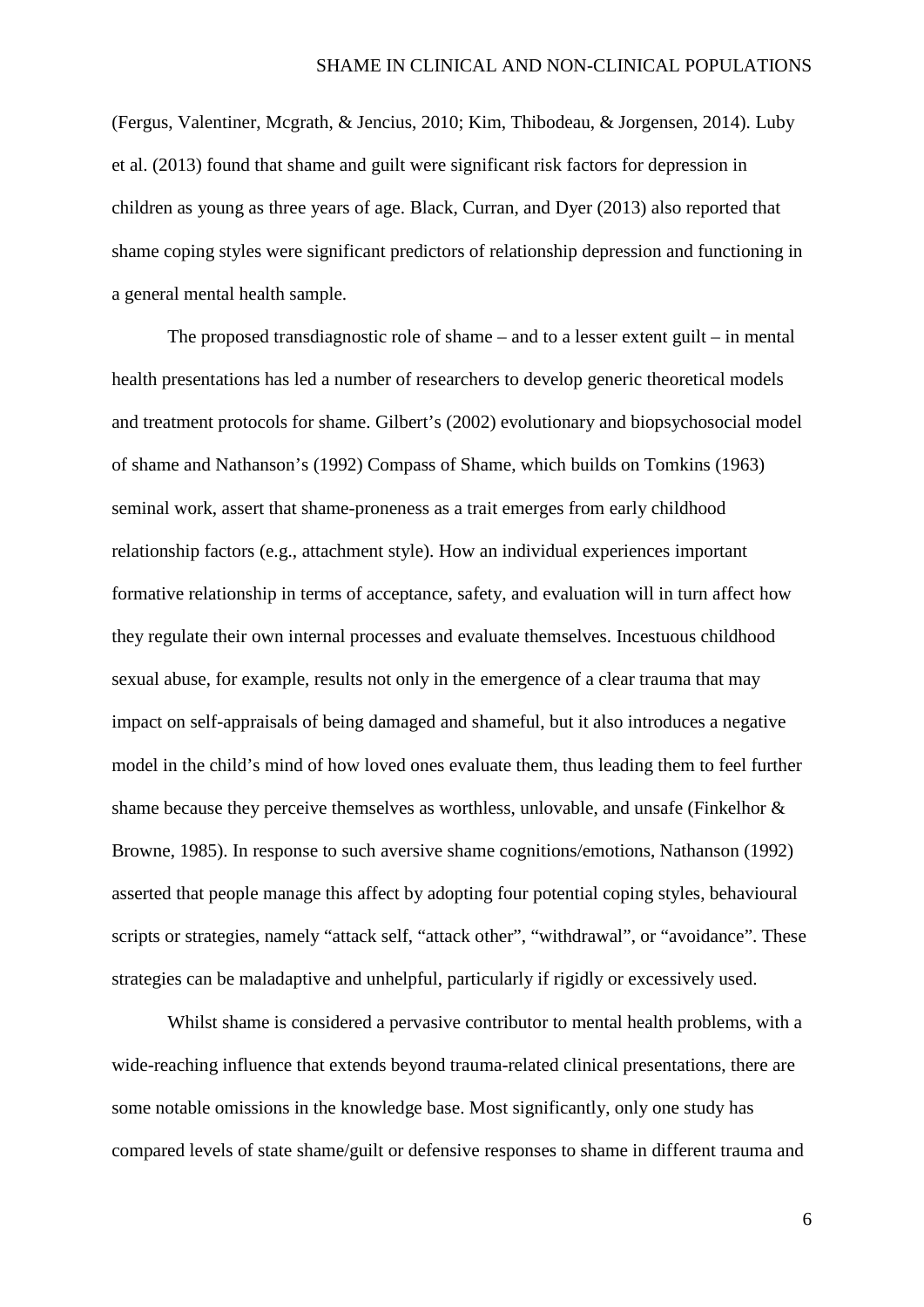(Fergus, Valentiner, Mcgrath, & Jencius, 2010; Kim, Thibodeau, & Jorgensen, 2014). Luby et al. (2013) found that shame and guilt were significant risk factors for depression in children as young as three years of age. Black, Curran, and Dyer (2013) also reported that shame coping styles were significant predictors of relationship depression and functioning in a general mental health sample.

The proposed transdiagnostic role of shame – and to a lesser extent guilt – in mental health presentations has led a number of researchers to develop generic theoretical models and treatment protocols for shame. Gilbert's (2002) evolutionary and biopsychosocial model of shame and Nathanson's (1992) Compass of Shame, which builds on Tomkins (1963) seminal work, assert that shame-proneness as a trait emerges from early childhood relationship factors (e.g., attachment style). How an individual experiences important formative relationship in terms of acceptance, safety, and evaluation will in turn affect how they regulate their own internal processes and evaluate themselves. Incestuous childhood sexual abuse, for example, results not only in the emergence of a clear trauma that may impact on self-appraisals of being damaged and shameful, but it also introduces a negative model in the child's mind of how loved ones evaluate them, thus leading them to feel further shame because they perceive themselves as worthless, unlovable, and unsafe (Finkelhor & Browne, 1985). In response to such aversive shame cognitions/emotions, Nathanson (1992) asserted that people manage this affect by adopting four potential coping styles, behavioural scripts or strategies, namely "attack self, "attack other", "withdrawal", or "avoidance". These strategies can be maladaptive and unhelpful, particularly if rigidly or excessively used.

Whilst shame is considered a pervasive contributor to mental health problems, with a wide-reaching influence that extends beyond trauma-related clinical presentations, there are some notable omissions in the knowledge base. Most significantly, only one study has compared levels of state shame/guilt or defensive responses to shame in different trauma and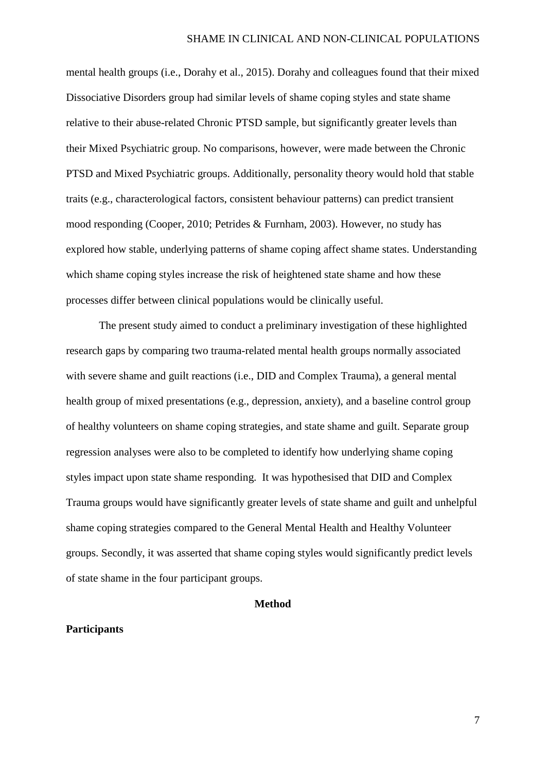mental health groups (i.e., Dorahy et al., 2015). Dorahy and colleagues found that their mixed Dissociative Disorders group had similar levels of shame coping styles and state shame relative to their abuse-related Chronic PTSD sample, but significantly greater levels than their Mixed Psychiatric group. No comparisons, however, were made between the Chronic PTSD and Mixed Psychiatric groups. Additionally, personality theory would hold that stable traits (e.g., characterological factors, consistent behaviour patterns) can predict transient mood responding (Cooper, 2010; Petrides & Furnham, 2003). However, no study has explored how stable, underlying patterns of shame coping affect shame states. Understanding which shame coping styles increase the risk of heightened state shame and how these processes differ between clinical populations would be clinically useful.

The present study aimed to conduct a preliminary investigation of these highlighted research gaps by comparing two trauma-related mental health groups normally associated with severe shame and guilt reactions (i.e., DID and Complex Trauma), a general mental health group of mixed presentations (e.g., depression, anxiety), and a baseline control group of healthy volunteers on shame coping strategies, and state shame and guilt. Separate group regression analyses were also to be completed to identify how underlying shame coping styles impact upon state shame responding. It was hypothesised that DID and Complex Trauma groups would have significantly greater levels of state shame and guilt and unhelpful shame coping strategies compared to the General Mental Health and Healthy Volunteer groups. Secondly, it was asserted that shame coping styles would significantly predict levels of state shame in the four participant groups.

## Method

### Participants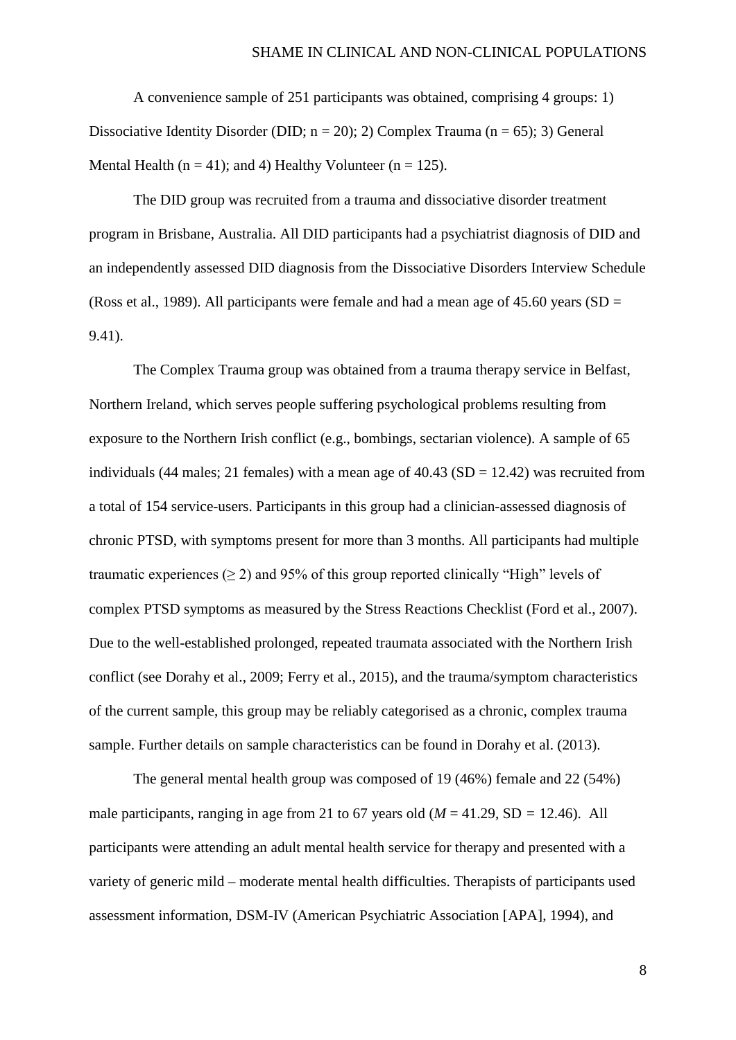A convenience sample of 251 participants was obtained, comprising 4 groups: 1) Dissociative Identity Disorder (DID; n = 20); 2) Complex Trauma (n = 65); 3) General Mental Health (n = 41); and 4) Healthy Volunteer (n = 125).

The DID group was recruited from a trauma and dissociative disorder treatment program in Brisbane, Australia. All DID participants had a psychiatrist diagnosis of DID and an independently assessed DID diagnosis from the Dissociative Disorders Interview Schedule (Ross et al., 1989). All participants were female and had a mean age of 45.60 years (SD = 9.41).

The Complex Trauma group was obtained from a trauma therapy service in Belfast, Northern Ireland, which serves people suffering psychological problems resulting from exposure to the Northern Irish conflict (e.g., bombings, sectarian violence). A sample of 65 individuals (44 males; 21 females) with a mean age of 40.43 (SD = 12.42) was recruited from a total of 154 service-users. Participants in this group had a clinician-assessed diagnosis of chronic PTSD, with symptoms present for more than 3 months. All participants had multiple traumatic experiences ($\geq 2$) and 95% of this group reported clinically "High" levels of complex PTSD symptoms as measured by the Stress Reactions Checklist (Ford et al., 2007). Due to the well-established prolonged, repeated traumata associated with the Northern Irish conflict (see Dorahy et al., 2009; Ferry et al., 2015), and the trauma/symptom characteristics of the current sample, this group may be reliably categorised as a chronic, complex trauma sample. Further details on sample characteristics can be found in Dorahy et al. (2013).

The general mental health group was composed of 19 (46%) female and 22 (54%) male participants, ranging in age from 21 to 67 years old (*M* = 41.29, SD = 12.46). All participants were attending an adult mental health service for therapy and presented with a variety of generic mild – moderate mental health difficulties. Therapists of participants used assessment information, DSM-IV (American Psychiatric Association [APA], 1994), and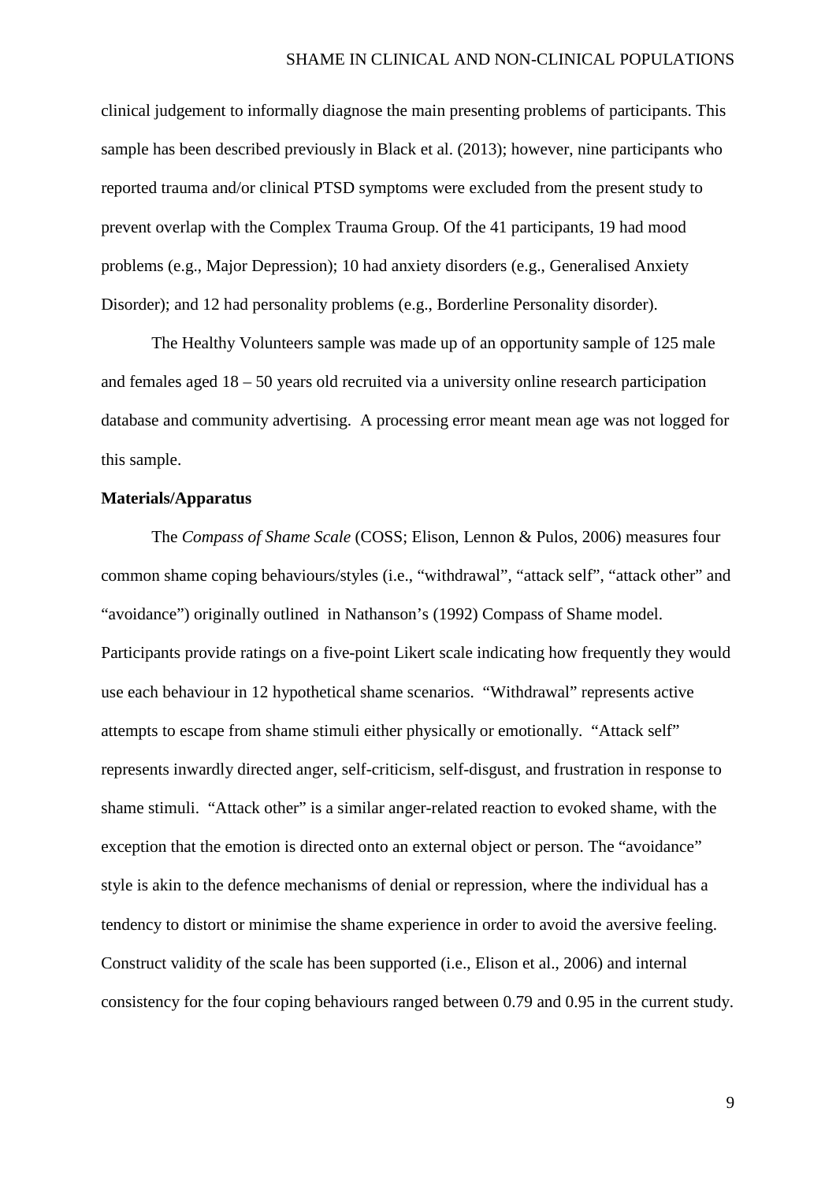clinical judgement to informally diagnose the main presenting problems of participants. This sample has been described previously in Black et al. (2013); however, nine participants who reported trauma and/or clinical PTSD symptoms were excluded from the present study to prevent overlap with the Complex Trauma Group. Of the 41 participants, 19 had mood problems (e.g., Major Depression); 10 had anxiety disorders (e.g., Generalised Anxiety Disorder); and 12 had personality problems (e.g., Borderline Personality disorder).

The Healthy Volunteers sample was made up of an opportunity sample of 125 male and females aged 18 – 50 years old recruited via a university online research participation database and community advertising. A processing error meant mean age was not logged for this sample.

**Materials/Apparatus**

The *Compass of Shame Scale* (COSS; Elison, Lennon & Pulos, 2006) measures four common shame coping behaviours/styles (i.e., "withdrawal", "attack self", "attack other" and "avoidance") originally outlined in Nathanson's (1992) Compass of Shame model. Participants provide ratings on a five-point Likert scale indicating how frequently they would use each behaviour in 12 hypothetical shame scenarios. "Withdrawal" represents active attempts to escape from shame stimuli either physically or emotionally. "Attack self" represents inwardly directed anger, self-criticism, self-disgust, and frustration in response to shame stimuli. "Attack other" is a similar anger-related reaction to evoked shame, with the exception that the emotion is directed onto an external object or person. The "avoidance" style is akin to the defence mechanisms of denial or repression, where the individual has a tendency to distort or minimise the shame experience in order to avoid the aversive feeling. Construct validity of the scale has been supported (i.e., Elison et al., 2006) and internal consistency for the four coping behaviours ranged between 0.79 and 0.95 in the current study.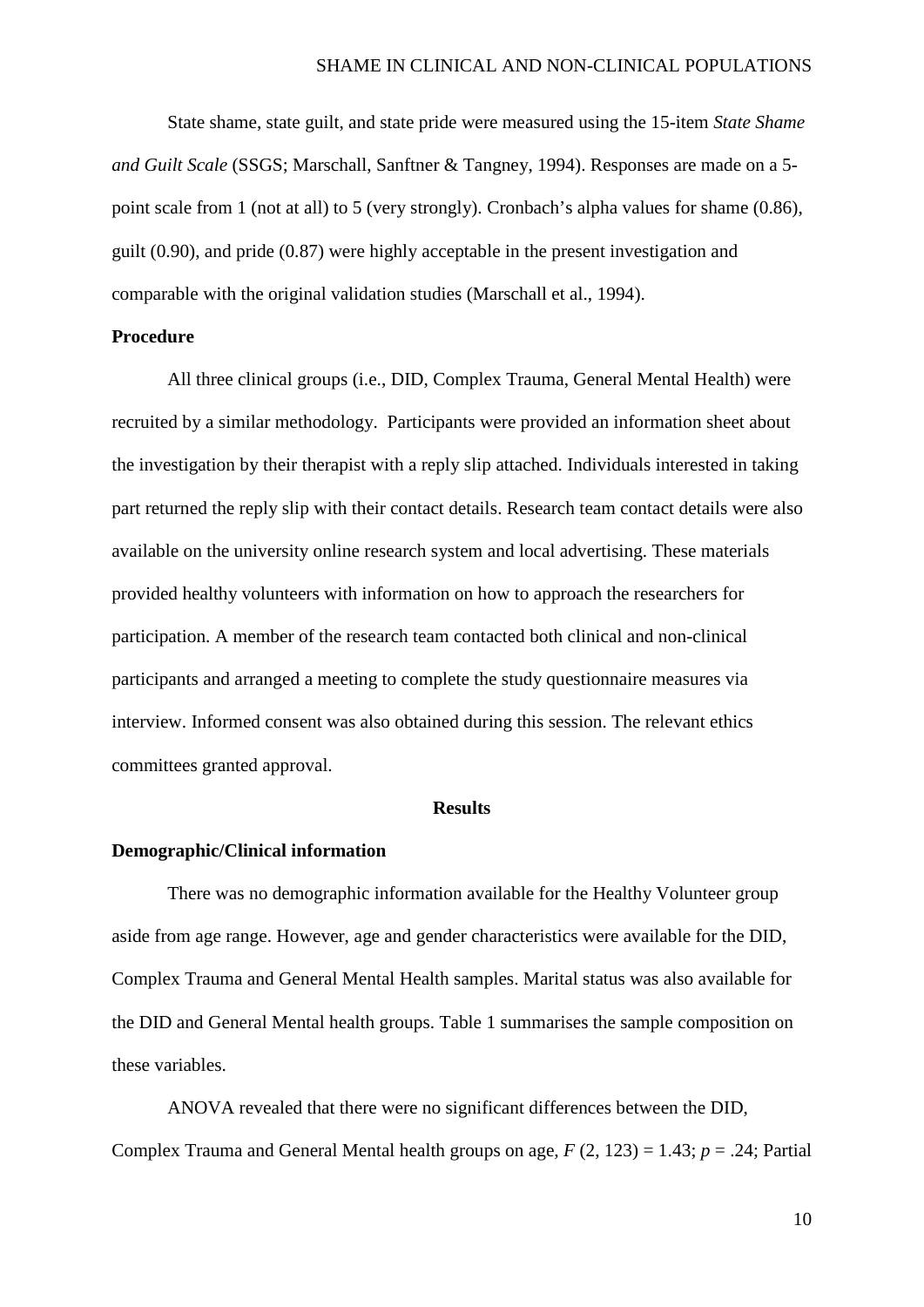State shame, state guilt, and state pride were measured using the 15-item *State Shame and Guilt Scale* (SSGS; Marschall, Sanftner & Tangney, 1994). Responses are made on a 5-point scale from 1 (not at all) to 5 (very strongly). Cronbach's alpha values for shame (0.86), guilt (0.90), and pride (0.87) were highly acceptable in the present investigation and comparable with the original validation studies (Marschall et al., 1994).

**Procedure**

All three clinical groups (i.e., DID, Complex Trauma, General Mental Health) were recruited by a similar methodology. Participants were provided an information sheet about the investigation by their therapist with a reply slip attached. Individuals interested in taking part returned the reply slip with their contact details. Research team contact details were also available on the university online research system and local advertising. These materials provided healthy volunteers with information on how to approach the researchers for participation. A member of the research team contacted both clinical and non-clinical participants and arranged a meeting to complete the study questionnaire measures via interview. Informed consent was also obtained during this session. The relevant ethics committees granted approval.

## Results

**Demographic/Clinical information**

There was no demographic information available for the Healthy Volunteer group aside from age range. However, age and gender characteristics were available for the DID, Complex Trauma and General Mental Health samples. Marital status was also available for the DID and General Mental health groups. Table 1 summarises the sample composition on these variables.

ANOVA revealed that there were no significant differences between the DID, Complex Trauma and General Mental health groups on age, $F\ (2, 123) = 1.43$; $p = .24$; Partial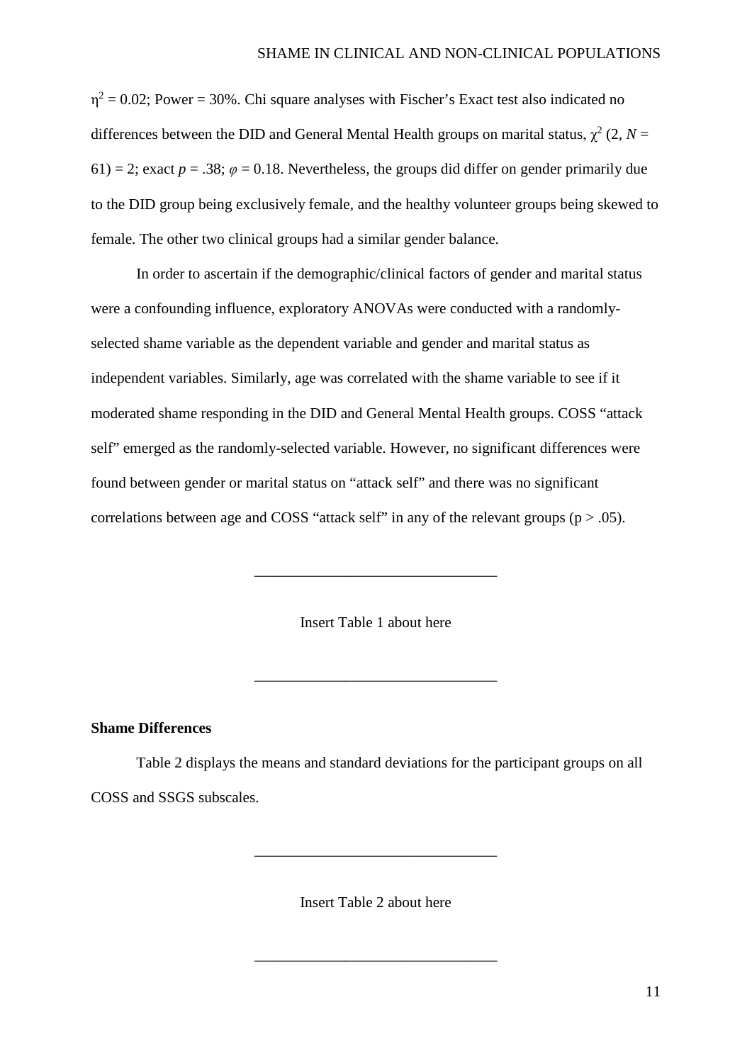$\eta^2 = 0.02$; Power = 30%. Chi square analyses with Fischer's Exact test also indicated no differences between the DID and General Mental Health groups on marital status, $\chi^2$ (2, $N$ = 61) = 2; exact $p = .38$; $\varphi = 0.18$. Nevertheless, the groups did differ on gender primarily due to the DID group being exclusively female, and the healthy volunteer groups being skewed to female. The other two clinical groups had a similar gender balance.

In order to ascertain if the demographic/clinical factors of gender and marital status were a confounding influence, exploratory ANOVAs were conducted with a randomly-selected shame variable as the dependent variable and gender and marital status as independent variables. Similarly, age was correlated with the shame variable to see if it moderated shame responding in the DID and General Mental Health groups. COSS "attack self" emerged as the randomly-selected variable. However, no significant differences were found between gender or marital status on "attack self" and there was no significant correlations between age and COSS "attack self" in any of the relevant groups ($p > .05$).

Insert Table 1 about here

**Shame Differences**

Table 2 displays the means and standard deviations for the participant groups on all COSS and SSGS subscales.

Insert Table 2 about here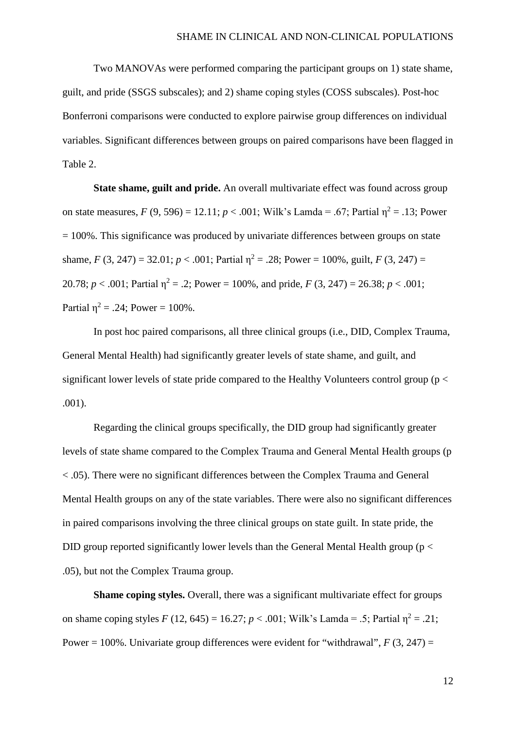Two MANOVAs were performed comparing the participant groups on 1) state shame, guilt, and pride (SSGS subscales); and 2) shame coping styles (COSS subscales). Post-hoc Bonferroni comparisons were conducted to explore pairwise group differences on individual variables. Significant differences between groups on paired comparisons have been flagged in Table 2.

**State shame, guilt and pride.** An overall multivariate effect was found across group on state measures, $F$ (9, 596) = 12.11; $p$ < .001; Wilk's Lamda = .67; Partial $\eta^2$ = .13; Power = 100%. This significance was produced by univariate differences between groups on state shame, $F$ (3, 247) = 32.01; $p$ < .001; Partial $\eta^2$ = .28; Power = 100%, guilt, $F$ (3, 247) = 20.78; $p$ < .001; Partial $\eta^2$ = .2; Power = 100%, and pride, $F$ (3, 247) = 26.38; $p$ < .001; Partial $\eta^2$ = .24; Power = 100%.

In post hoc paired comparisons, all three clinical groups (i.e., DID, Complex Trauma, General Mental Health) had significantly greater levels of state shame, and guilt, and significant lower levels of state pride compared to the Healthy Volunteers control group (p < .001).

Regarding the clinical groups specifically, the DID group had significantly greater levels of state shame compared to the Complex Trauma and General Mental Health groups (p < .05). There were no significant differences between the Complex Trauma and General Mental Health groups on any of the state variables. There were also no significant differences in paired comparisons involving the three clinical groups on state guilt. In state pride, the DID group reported significantly lower levels than the General Mental Health group (p < .05), but not the Complex Trauma group.

**Shame coping styles.** Overall, there was a significant multivariate effect for groups on shame coping styles $F$ (12, 645) = 16.27; $p$ < .001; Wilk's Lamda = .5; Partial $\eta^2$ = .21; Power = 100%. Univariate group differences were evident for "withdrawal", $F$ (3, 247) =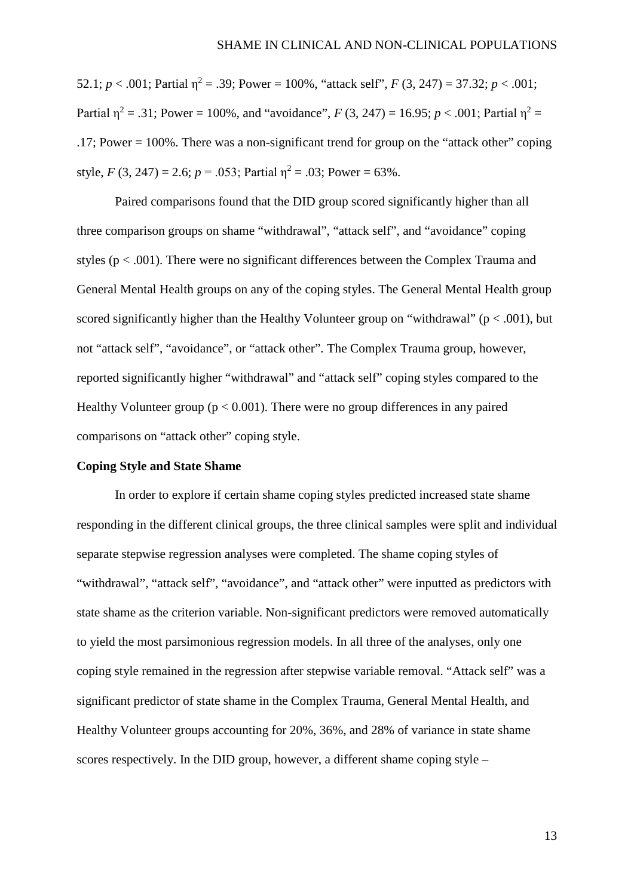52.1; $p < .001$; Partial $\eta^2 = .39$; Power = 100%, "attack self", $F$ (3, 247) = 37.32; $p < .001$; Partial $\eta^2 = .31$; Power = 100%, and "avoidance", $F$ (3, 247) = 16.95; $p < .001$; Partial $\eta^2 = .17$; Power = 100%. There was a non-significant trend for group on the "attack other" coping style, $F$ (3, 247) = 2.6; $p = .053$; Partial $\eta^2 = .03$; Power = 63%.

Paired comparisons found that the DID group scored significantly higher than all three comparison groups on shame "withdrawal", "attack self", and "avoidance" coping styles ($p < .001$). There were no significant differences between the Complex Trauma and General Mental Health groups on any of the coping styles. The General Mental Health group scored significantly higher than the Healthy Volunteer group on "withdrawal" ($p < .001$), but not "attack self", "avoidance", or "attack other". The Complex Trauma group, however, reported significantly higher "withdrawal" and "attack self" coping styles compared to the Healthy Volunteer group ($p < 0.001$). There were no group differences in any paired comparisons on "attack other" coping style.

**Coping Style and State Shame**

In order to explore if certain shame coping styles predicted increased state shame responding in the different clinical groups, the three clinical samples were split and individual separate stepwise regression analyses were completed. The shame coping styles of "withdrawal", "attack self", "avoidance", and "attack other" were inputted as predictors with state shame as the criterion variable. Non-significant predictors were removed automatically to yield the most parsimonious regression models. In all three of the analyses, only one coping style remained in the regression after stepwise variable removal. "Attack self" was a significant predictor of state shame in the Complex Trauma, General Mental Health, and Healthy Volunteer groups accounting for 20%, 36%, and 28% of variance in state shame scores respectively. In the DID group, however, a different shame coping style –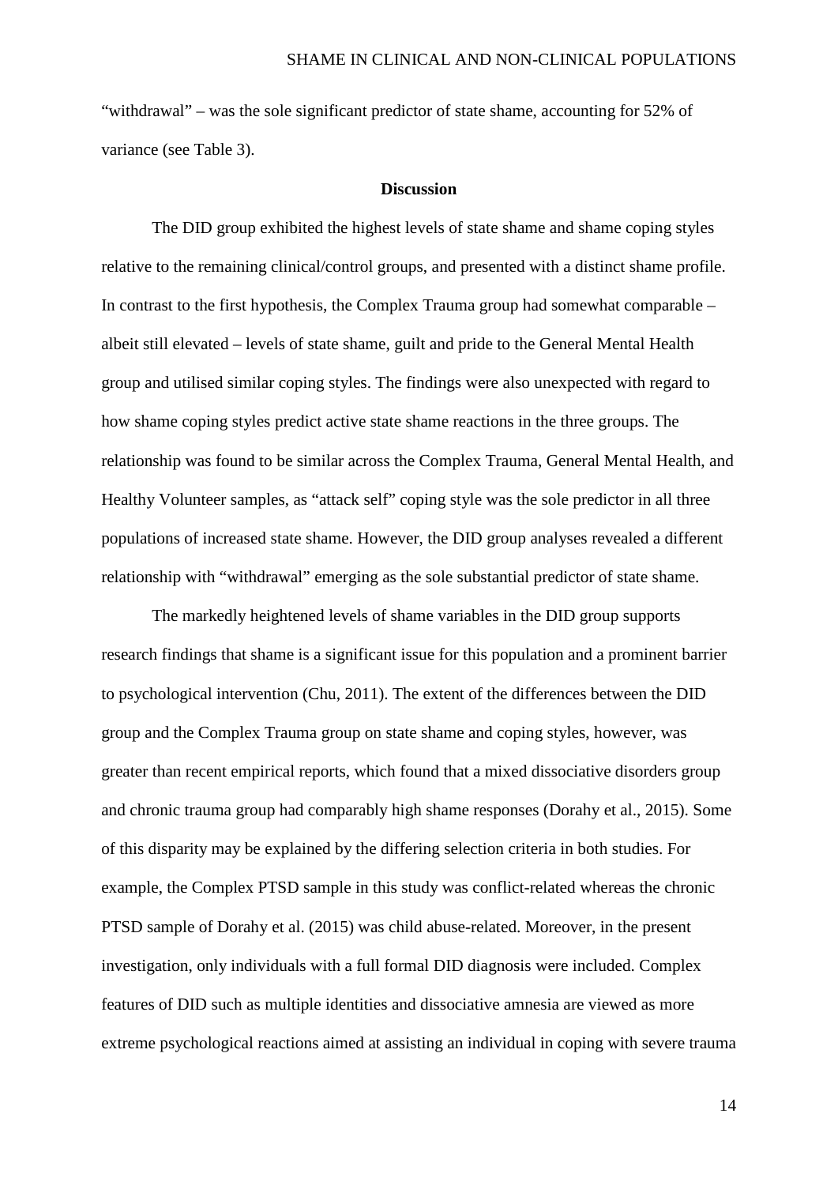"withdrawal" – was the sole significant predictor of state shame, accounting for 52% of variance (see Table 3).

## Discussion

The DID group exhibited the highest levels of state shame and shame coping styles relative to the remaining clinical/control groups, and presented with a distinct shame profile. In contrast to the first hypothesis, the Complex Trauma group had somewhat comparable – albeit still elevated – levels of state shame, guilt and pride to the General Mental Health group and utilised similar coping styles. The findings were also unexpected with regard to how shame coping styles predict active state shame reactions in the three groups. The relationship was found to be similar across the Complex Trauma, General Mental Health, and Healthy Volunteer samples, as "attack self" coping style was the sole predictor in all three populations of increased state shame. However, the DID group analyses revealed a different relationship with "withdrawal" emerging as the sole substantial predictor of state shame.

The markedly heightened levels of shame variables in the DID group supports research findings that shame is a significant issue for this population and a prominent barrier to psychological intervention (Chu, 2011). The extent of the differences between the DID group and the Complex Trauma group on state shame and coping styles, however, was greater than recent empirical reports, which found that a mixed dissociative disorders group and chronic trauma group had comparably high shame responses (Dorahy et al., 2015). Some of this disparity may be explained by the differing selection criteria in both studies. For example, the Complex PTSD sample in this study was conflict-related whereas the chronic PTSD sample of Dorahy et al. (2015) was child abuse-related. Moreover, in the present investigation, only individuals with a full formal DID diagnosis were included. Complex features of DID such as multiple identities and dissociative amnesia are viewed as more extreme psychological reactions aimed at assisting an individual in coping with severe trauma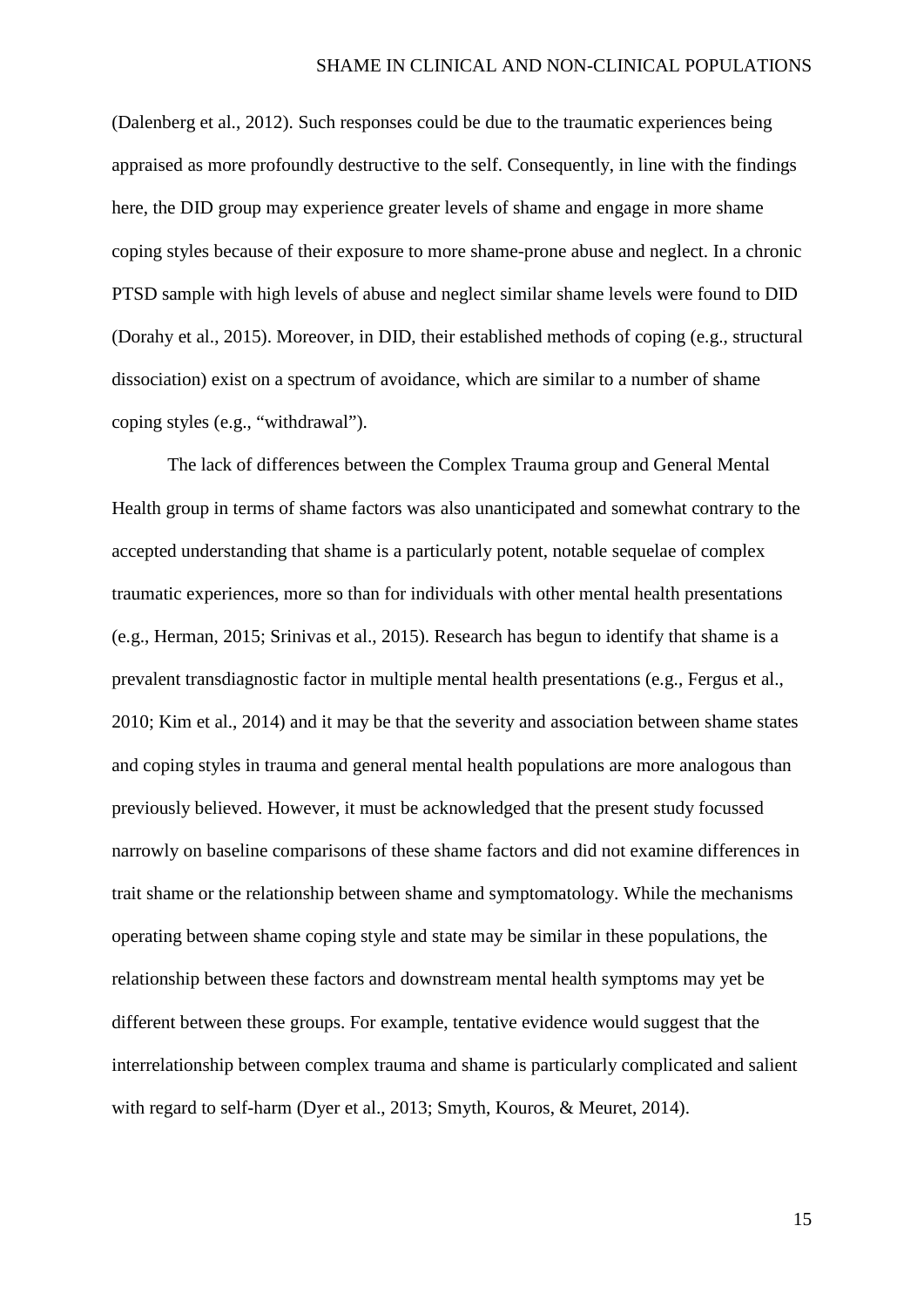(Dalenberg et al., 2012). Such responses could be due to the traumatic experiences being appraised as more profoundly destructive to the self. Consequently, in line with the findings here, the DID group may experience greater levels of shame and engage in more shame coping styles because of their exposure to more shame-prone abuse and neglect. In a chronic PTSD sample with high levels of abuse and neglect similar shame levels were found to DID (Dorahy et al., 2015). Moreover, in DID, their established methods of coping (e.g., structural dissociation) exist on a spectrum of avoidance, which are similar to a number of shame coping styles (e.g., "withdrawal").

The lack of differences between the Complex Trauma group and General Mental Health group in terms of shame factors was also unanticipated and somewhat contrary to the accepted understanding that shame is a particularly potent, notable sequelae of complex traumatic experiences, more so than for individuals with other mental health presentations (e.g., Herman, 2015; Srinivas et al., 2015). Research has begun to identify that shame is a prevalent transdiagnostic factor in multiple mental health presentations (e.g., Fergus et al., 2010; Kim et al., 2014) and it may be that the severity and association between shame states and coping styles in trauma and general mental health populations are more analogous than previously believed. However, it must be acknowledged that the present study focussed narrowly on baseline comparisons of these shame factors and did not examine differences in trait shame or the relationship between shame and symptomatology. While the mechanisms operating between shame coping style and state may be similar in these populations, the relationship between these factors and downstream mental health symptoms may yet be different between these groups. For example, tentative evidence would suggest that the interrelationship between complex trauma and shame is particularly complicated and salient with regard to self-harm (Dyer et al., 2013; Smyth, Kouros, & Meuret, 2014).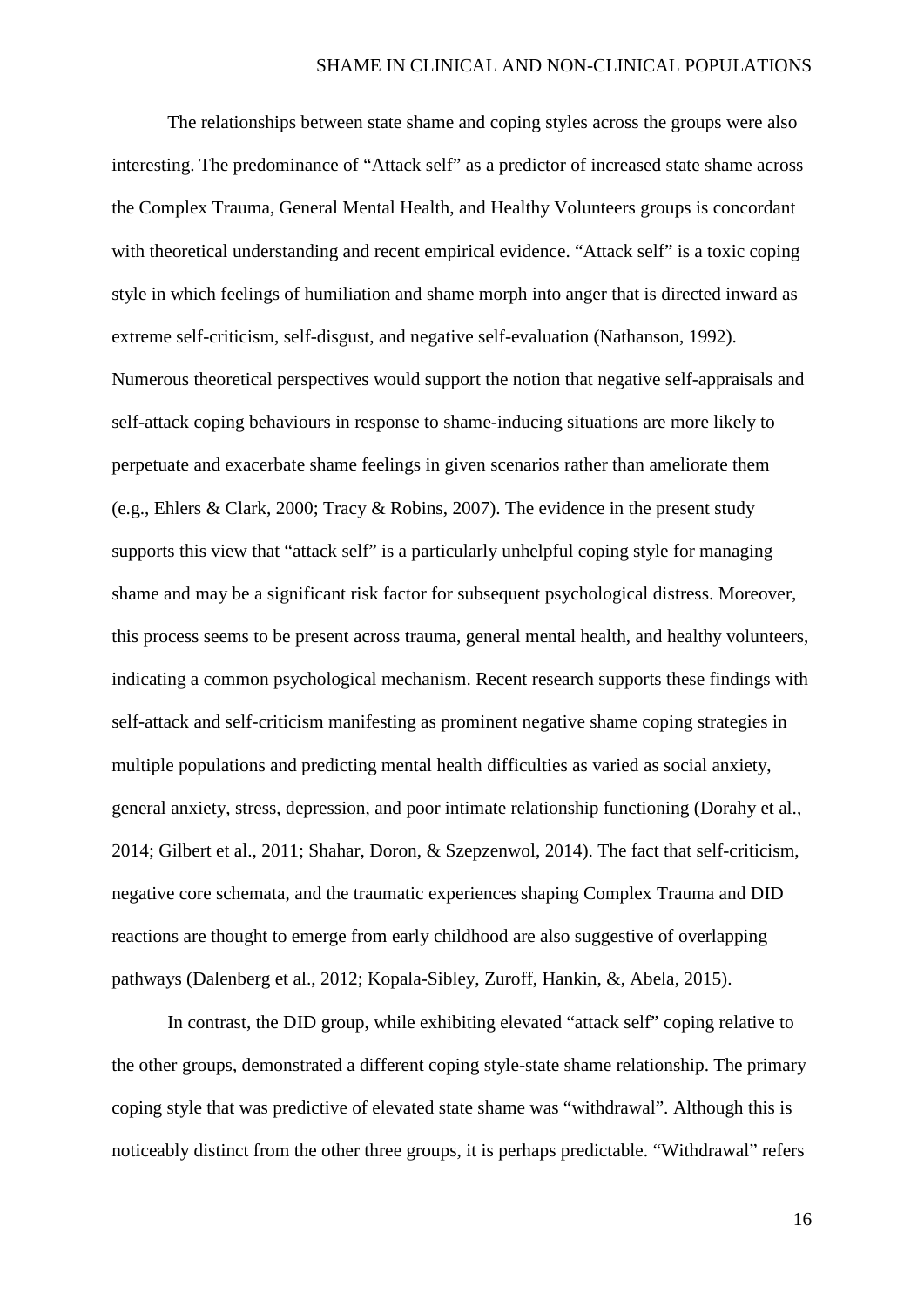The relationships between state shame and coping styles across the groups were also interesting. The predominance of “Attack self” as a predictor of increased state shame across the Complex Trauma, General Mental Health, and Healthy Volunteers groups is concordant with theoretical understanding and recent empirical evidence. “Attack self” is a toxic coping style in which feelings of humiliation and shame morph into anger that is directed inward as extreme self-criticism, self-disgust, and negative self-evaluation (Nathanson, 1992). Numerous theoretical perspectives would support the notion that negative self-appraisals and self-attack coping behaviours in response to shame-inducing situations are more likely to perpetuate and exacerbate shame feelings in given scenarios rather than ameliorate them (e.g., Ehlers & Clark, 2000; Tracy & Robins, 2007). The evidence in the present study supports this view that “attack self” is a particularly unhelpful coping style for managing shame and may be a significant risk factor for subsequent psychological distress. Moreover, this process seems to be present across trauma, general mental health, and healthy volunteers, indicating a common psychological mechanism. Recent research supports these findings with self-attack and self-criticism manifesting as prominent negative shame coping strategies in multiple populations and predicting mental health difficulties as varied as social anxiety, general anxiety, stress, depression, and poor intimate relationship functioning (Dorahy et al., 2014; Gilbert et al., 2011; Shahar, Doron, & Szepzenwol, 2014). The fact that self-criticism, negative core schemata, and the traumatic experiences shaping Complex Trauma and DID reactions are thought to emerge from early childhood are also suggestive of overlapping pathways (Dalenberg et al., 2012; Kopala-Sibley, Zuroff, Hankin, &, Abela, 2015).

In contrast, the DID group, while exhibiting elevated “attack self” coping relative to the other groups, demonstrated a different coping style-state shame relationship. The primary coping style that was predictive of elevated state shame was “withdrawal”. Although this is noticeably distinct from the other three groups, it is perhaps predictable. “Withdrawal” refers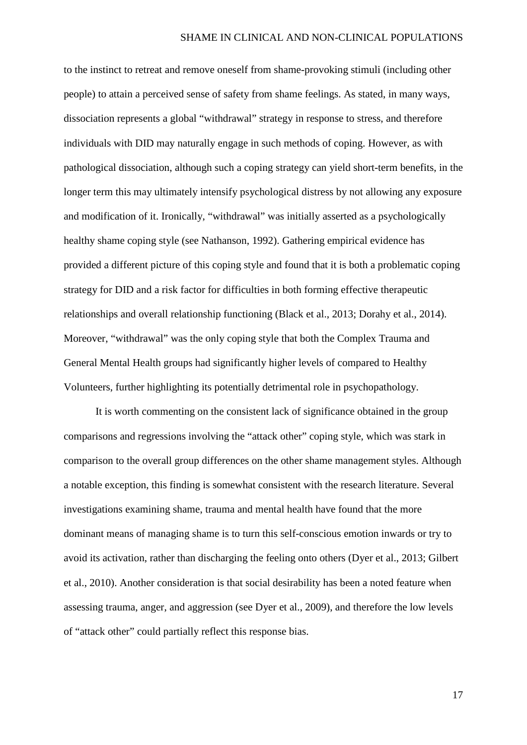to the instinct to retreat and remove oneself from shame-provoking stimuli (including other people) to attain a perceived sense of safety from shame feelings. As stated, in many ways, dissociation represents a global "withdrawal" strategy in response to stress, and therefore individuals with DID may naturally engage in such methods of coping. However, as with pathological dissociation, although such a coping strategy can yield short-term benefits, in the longer term this may ultimately intensify psychological distress by not allowing any exposure and modification of it. Ironically, "withdrawal" was initially asserted as a psychologically healthy shame coping style (see Nathanson, 1992). Gathering empirical evidence has provided a different picture of this coping style and found that it is both a problematic coping strategy for DID and a risk factor for difficulties in both forming effective therapeutic relationships and overall relationship functioning (Black et al., 2013; Dorahy et al., 2014). Moreover, "withdrawal" was the only coping style that both the Complex Trauma and General Mental Health groups had significantly higher levels of compared to Healthy Volunteers, further highlighting its potentially detrimental role in psychopathology.

It is worth commenting on the consistent lack of significance obtained in the group comparisons and regressions involving the "attack other" coping style, which was stark in comparison to the overall group differences on the other shame management styles. Although a notable exception, this finding is somewhat consistent with the research literature. Several investigations examining shame, trauma and mental health have found that the more dominant means of managing shame is to turn this self-conscious emotion inwards or try to avoid its activation, rather than discharging the feeling onto others (Dyer et al., 2013; Gilbert et al., 2010). Another consideration is that social desirability has been a noted feature when assessing trauma, anger, and aggression (see Dyer et al., 2009), and therefore the low levels of "attack other" could partially reflect this response bias.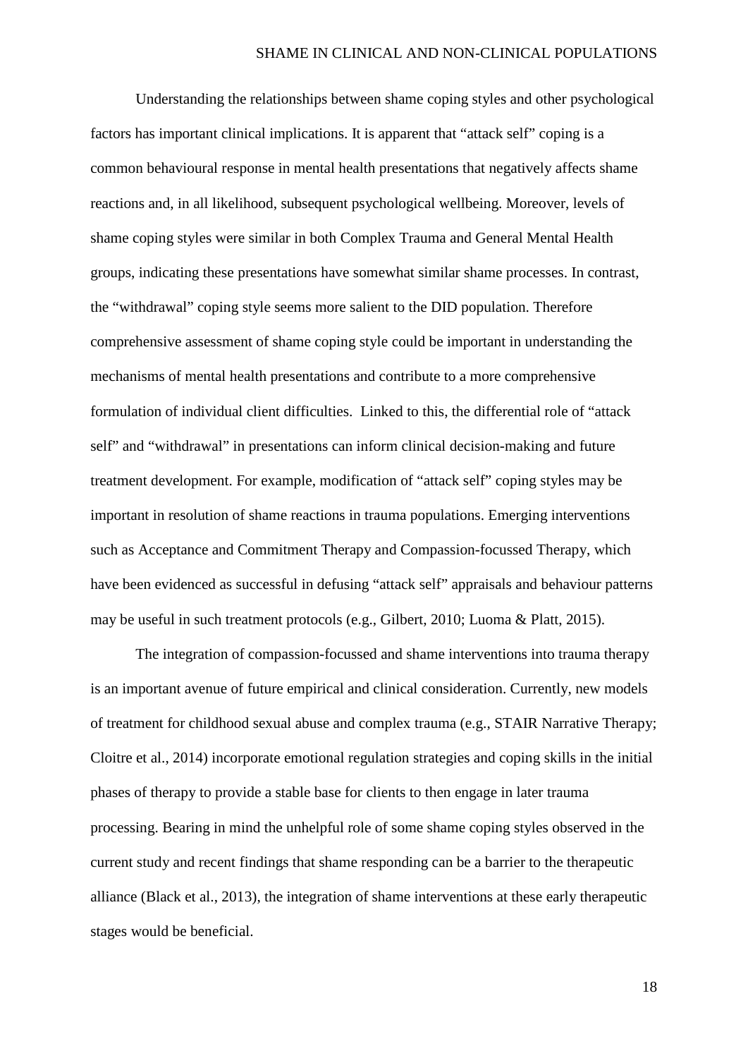Understanding the relationships between shame coping styles and other psychological factors has important clinical implications. It is apparent that "attack self" coping is a common behavioural response in mental health presentations that negatively affects shame reactions and, in all likelihood, subsequent psychological wellbeing. Moreover, levels of shame coping styles were similar in both Complex Trauma and General Mental Health groups, indicating these presentations have somewhat similar shame processes. In contrast, the "withdrawal" coping style seems more salient to the DID population. Therefore comprehensive assessment of shame coping style could be important in understanding the mechanisms of mental health presentations and contribute to a more comprehensive formulation of individual client difficulties. Linked to this, the differential role of "attack self" and "withdrawal" in presentations can inform clinical decision-making and future treatment development. For example, modification of "attack self" coping styles may be important in resolution of shame reactions in trauma populations. Emerging interventions such as Acceptance and Commitment Therapy and Compassion-focussed Therapy, which have been evidenced as successful in defusing "attack self" appraisals and behaviour patterns may be useful in such treatment protocols (e.g., Gilbert, 2010; Luoma & Platt, 2015).

The integration of compassion-focussed and shame interventions into trauma therapy is an important avenue of future empirical and clinical consideration. Currently, new models of treatment for childhood sexual abuse and complex trauma (e.g., STAIR Narrative Therapy; Cloitre et al., 2014) incorporate emotional regulation strategies and coping skills in the initial phases of therapy to provide a stable base for clients to then engage in later trauma processing. Bearing in mind the unhelpful role of some shame coping styles observed in the current study and recent findings that shame responding can be a barrier to the therapeutic alliance (Black et al., 2013), the integration of shame interventions at these early therapeutic stages would be beneficial.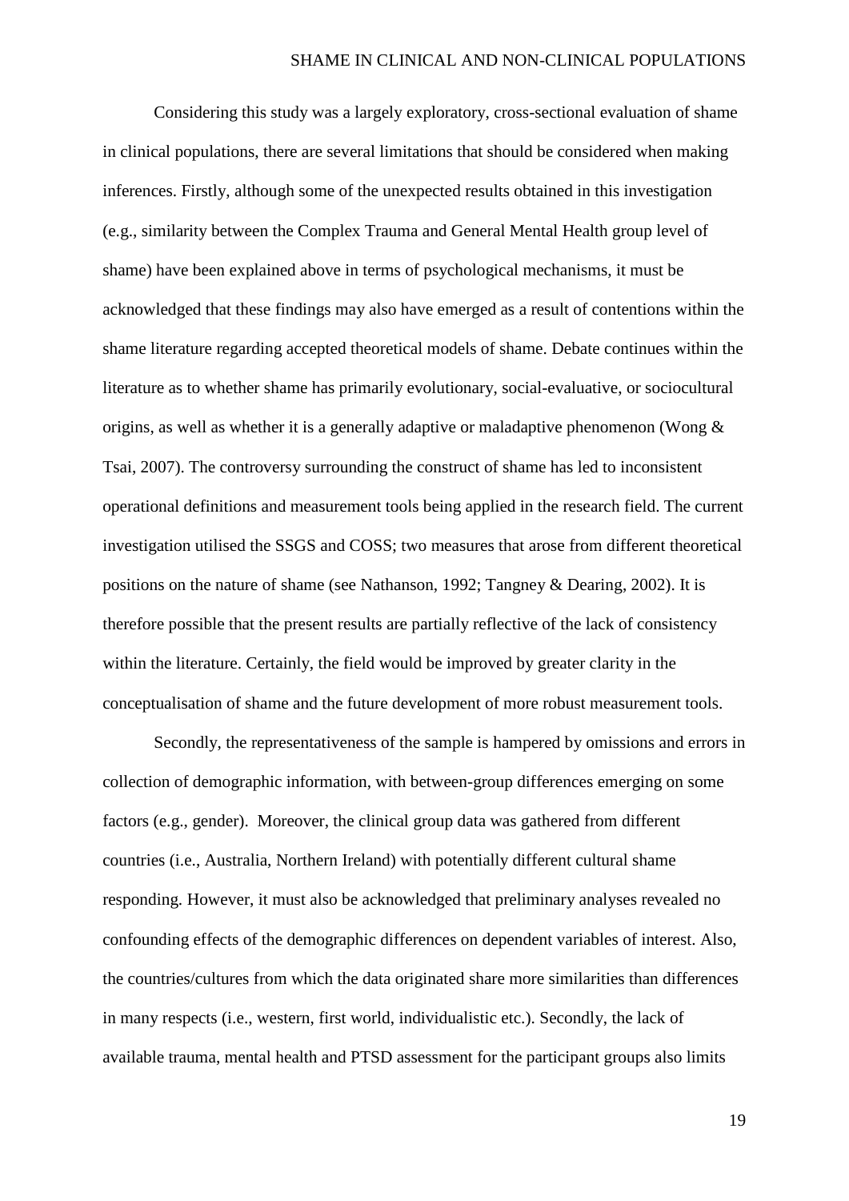Considering this study was a largely exploratory, cross-sectional evaluation of shame in clinical populations, there are several limitations that should be considered when making inferences. Firstly, although some of the unexpected results obtained in this investigation (e.g., similarity between the Complex Trauma and General Mental Health group level of shame) have been explained above in terms of psychological mechanisms, it must be acknowledged that these findings may also have emerged as a result of contentions within the shame literature regarding accepted theoretical models of shame. Debate continues within the literature as to whether shame has primarily evolutionary, social-evaluative, or sociocultural origins, as well as whether it is a generally adaptive or maladaptive phenomenon (Wong & Tsai, 2007). The controversy surrounding the construct of shame has led to inconsistent operational definitions and measurement tools being applied in the research field. The current investigation utilised the SSGS and COSS; two measures that arose from different theoretical positions on the nature of shame (see Nathanson, 1992; Tangney & Dearing, 2002). It is therefore possible that the present results are partially reflective of the lack of consistency within the literature. Certainly, the field would be improved by greater clarity in the conceptualisation of shame and the future development of more robust measurement tools.

Secondly, the representativeness of the sample is hampered by omissions and errors in collection of demographic information, with between-group differences emerging on some factors (e.g., gender). Moreover, the clinical group data was gathered from different countries (i.e., Australia, Northern Ireland) with potentially different cultural shame responding. However, it must also be acknowledged that preliminary analyses revealed no confounding effects of the demographic differences on dependent variables of interest. Also, the countries/cultures from which the data originated share more similarities than differences in many respects (i.e., western, first world, individualistic etc.). Secondly, the lack of available trauma, mental health and PTSD assessment for the participant groups also limits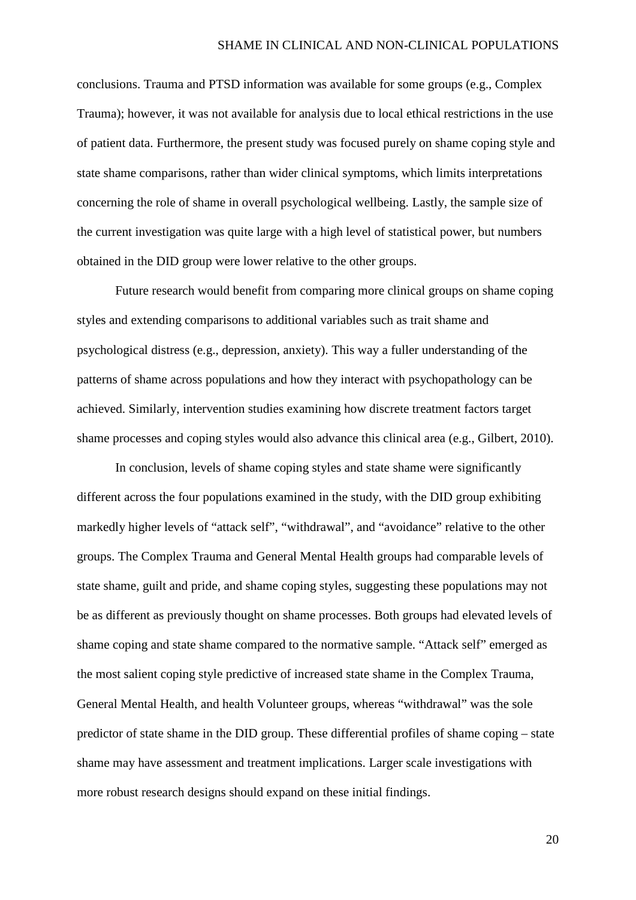conclusions. Trauma and PTSD information was available for some groups (e.g., Complex Trauma); however, it was not available for analysis due to local ethical restrictions in the use of patient data. Furthermore, the present study was focused purely on shame coping style and state shame comparisons, rather than wider clinical symptoms, which limits interpretations concerning the role of shame in overall psychological wellbeing. Lastly, the sample size of the current investigation was quite large with a high level of statistical power, but numbers obtained in the DID group were lower relative to the other groups.

Future research would benefit from comparing more clinical groups on shame coping styles and extending comparisons to additional variables such as trait shame and psychological distress (e.g., depression, anxiety). This way a fuller understanding of the patterns of shame across populations and how they interact with psychopathology can be achieved. Similarly, intervention studies examining how discrete treatment factors target shame processes and coping styles would also advance this clinical area (e.g., Gilbert, 2010).

In conclusion, levels of shame coping styles and state shame were significantly different across the four populations examined in the study, with the DID group exhibiting markedly higher levels of "attack self", "withdrawal", and "avoidance" relative to the other groups. The Complex Trauma and General Mental Health groups had comparable levels of state shame, guilt and pride, and shame coping styles, suggesting these populations may not be as different as previously thought on shame processes. Both groups had elevated levels of shame coping and state shame compared to the normative sample. "Attack self" emerged as the most salient coping style predictive of increased state shame in the Complex Trauma, General Mental Health, and health Volunteer groups, whereas "withdrawal" was the sole predictor of state shame in the DID group. These differential profiles of shame coping – state shame may have assessment and treatment implications. Larger scale investigations with more robust research designs should expand on these initial findings.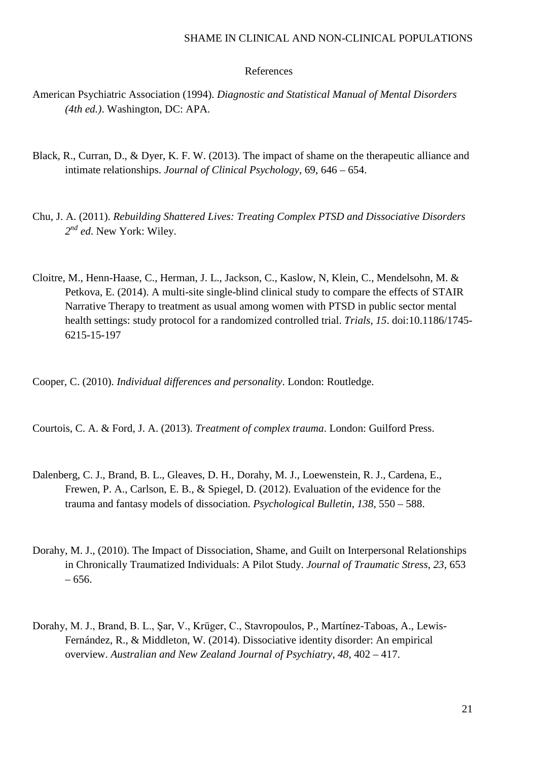# References

American Psychiatric Association (1994). *Diagnostic and Statistical Manual of Mental Disorders (4th ed.)*. Washington, DC: APA.

Black, R., Curran, D., & Dyer, K. F. W. (2013). The impact of shame on the therapeutic alliance and intimate relationships. *Journal of Clinical Psychology*, 69, 646 – 654.

Chu, J. A. (2011). *Rebuilding Shattered Lives: Treating Complex PTSD and Dissociative Disorders 2nd ed*. New York: Wiley.

Cloitre, M., Henn-Haase, C., Herman, J. L., Jackson, C., Kaslow, N, Klein, C., Mendelsohn, M. & Petkova, E. (2014). A multi-site single-blind clinical study to compare the effects of STAIR Narrative Therapy to treatment as usual among women with PTSD in public sector mental health settings: study protocol for a randomized controlled trial. *Trials*, *15*. doi:10.1186/1745-6215-15-197

Cooper, C. (2010). *Individual differences and personality*. London: Routledge.

Courtois, C. A. & Ford, J. A. (2013). *Treatment of complex trauma*. London: Guilford Press.

Dalenberg, C. J., Brand, B. L., Gleaves, D. H., Dorahy, M. J., Loewenstein, R. J., Cardena, E., Frewen, P. A., Carlson, E. B., & Spiegel, D. (2012). Evaluation of the evidence for the trauma and fantasy models of dissociation. *Psychological Bulletin*, *138*, 550 – 588.

Dorahy, M. J., (2010). The Impact of Dissociation, Shame, and Guilt on Interpersonal Relationships in Chronically Traumatized Individuals: A Pilot Study. *Journal of Traumatic Stress*, *23*, 653 – 656.

Dorahy, M. J., Brand, B. L., Şar, V., Krüger, C., Stavropoulos, P., Martínez-Taboas, A., Lewis-Fernández, R., & Middleton, W. (2014). Dissociative identity disorder: An empirical overview. *Australian and New Zealand Journal of Psychiatry*, *48*, 402 – 417.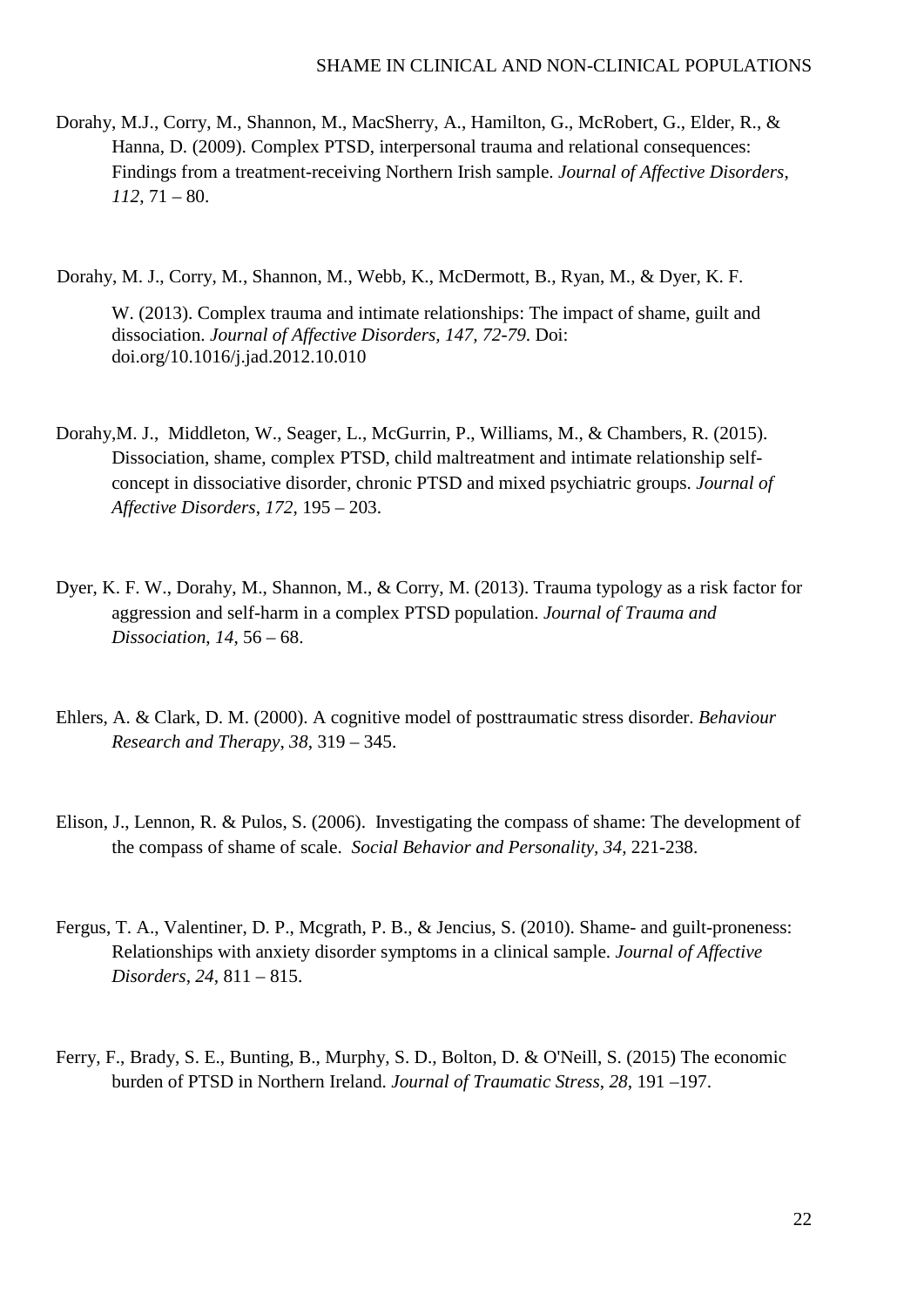Dorahy, M.J., Corry, M., Shannon, M., MacSherry, A., Hamilton, G., McRobert, G., Elder, R., & Hanna, D. (2009). Complex PTSD, interpersonal trauma and relational consequences: Findings from a treatment-receiving Northern Irish sample. *Journal of Affective Disorders*, *112*, 71 – 80.

Dorahy, M. J., Corry, M., Shannon, M., Webb, K., McDermott, B., Ryan, M., & Dyer, K. F. W. (2013). Complex trauma and intimate relationships: The impact of shame, guilt and dissociation. *Journal of Affective Disorders, 147, 72-79.* Doi: doi.org/10.1016/j.jad.2012.10.010

Dorahy,M. J., Middleton, W., Seager, L., McGurrin, P., Williams, M., & Chambers, R. (2015). Dissociation, shame, complex PTSD, child maltreatment and intimate relationship self-concept in dissociative disorder, chronic PTSD and mixed psychiatric groups. *Journal of Affective Disorders*, *172*, 195 – 203.

Dyer, K. F. W., Dorahy, M., Shannon, M., & Corry, M. (2013). Trauma typology as a risk factor for aggression and self-harm in a complex PTSD population. *Journal of Trauma and Dissociation*, *14*, 56 – 68.

Ehlers, A. & Clark, D. M. (2000). A cognitive model of posttraumatic stress disorder. *Behaviour Research and Therapy*, *38*, 319 – 345.

Elison, J., Lennon, R. & Pulos, S. (2006). Investigating the compass of shame: The development of the compass of shame of scale. *Social Behavior and Personality, 34,* 221-238.

Fergus, T. A., Valentiner, D. P., Mcgrath, P. B., & Jencius, S. (2010). Shame- and guilt-proneness: Relationships with anxiety disorder symptoms in a clinical sample. *Journal of Affective Disorders*, *24*, 811 – 815.

Ferry, F., Brady, S. E., Bunting, B., Murphy, S. D., Bolton, D. & O'Neill, S. (2015) The economic burden of PTSD in Northern Ireland. *Journal of Traumatic Stress*, *28*, 191 –197.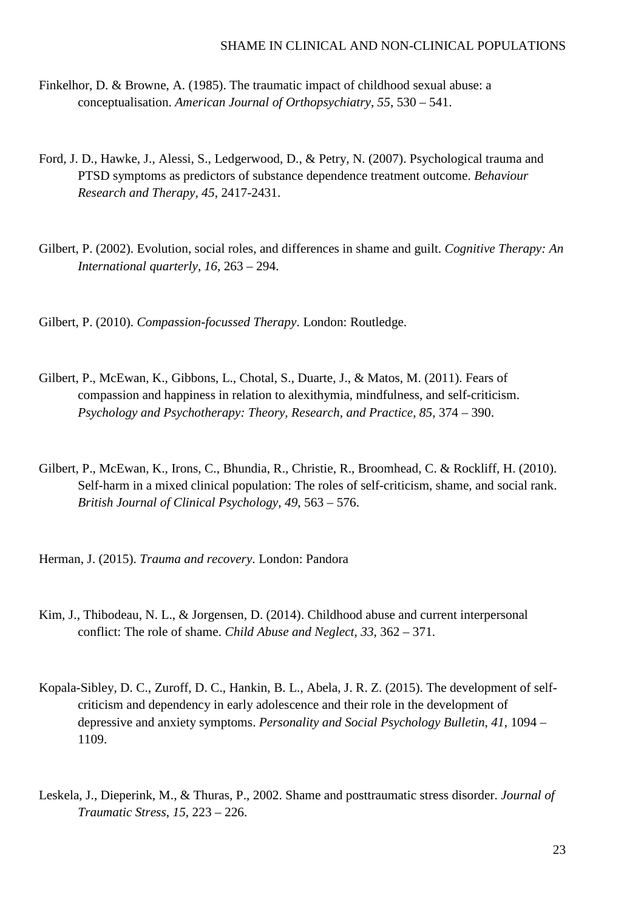Finkelhor, D. & Browne, A. (1985). The traumatic impact of childhood sexual abuse: a conceptualisation. *American Journal of Orthopsychiatry*, *55*, 530 – 541.

Ford, J. D., Hawke, J., Alessi, S., Ledgerwood, D., & Petry, N. (2007). Psychological trauma and PTSD symptoms as predictors of substance dependence treatment outcome. *Behaviour Research and Therapy*, *45*, 2417-2431.

Gilbert, P. (2002). Evolution, social roles, and differences in shame and guilt. *Cognitive Therapy: An International quarterly*, *16*, 263 – 294.

Gilbert, P. (2010). *Compassion-focussed Therapy*. London: Routledge.

Gilbert, P., McEwan, K., Gibbons, L., Chotal, S., Duarte, J., & Matos, M. (2011). Fears of compassion and happiness in relation to alexithymia, mindfulness, and self-criticism. *Psychology and Psychotherapy: Theory, Research, and Practice*, *85*, 374 – 390.

Gilbert, P., McEwan, K., Irons, C., Bhundia, R., Christie, R., Broomhead, C. & Rockliff, H. (2010). Self-harm in a mixed clinical population: The roles of self-criticism, shame, and social rank. *British Journal of Clinical Psychology*, *49*, 563 – 576.

Herman, J. (2015). *Trauma and recovery*. London: Pandora

Kim, J., Thibodeau, N. L., & Jorgensen, D. (2014). Childhood abuse and current interpersonal conflict: The role of shame. *Child Abuse and Neglect*, *33*, 362 – 371.

Kopala-Sibley, D. C., Zuroff, D. C., Hankin, B. L., Abela, J. R. Z. (2015). The development of self-criticism and dependency in early adolescence and their role in the development of depressive and anxiety symptoms. *Personality and Social Psychology Bulletin*, *41*, 1094 – 1109.

Leskela, J., Dieperink, M., & Thuras, P., 2002. Shame and posttraumatic stress disorder. *Journal of Traumatic Stress*, *15*, 223 – 226.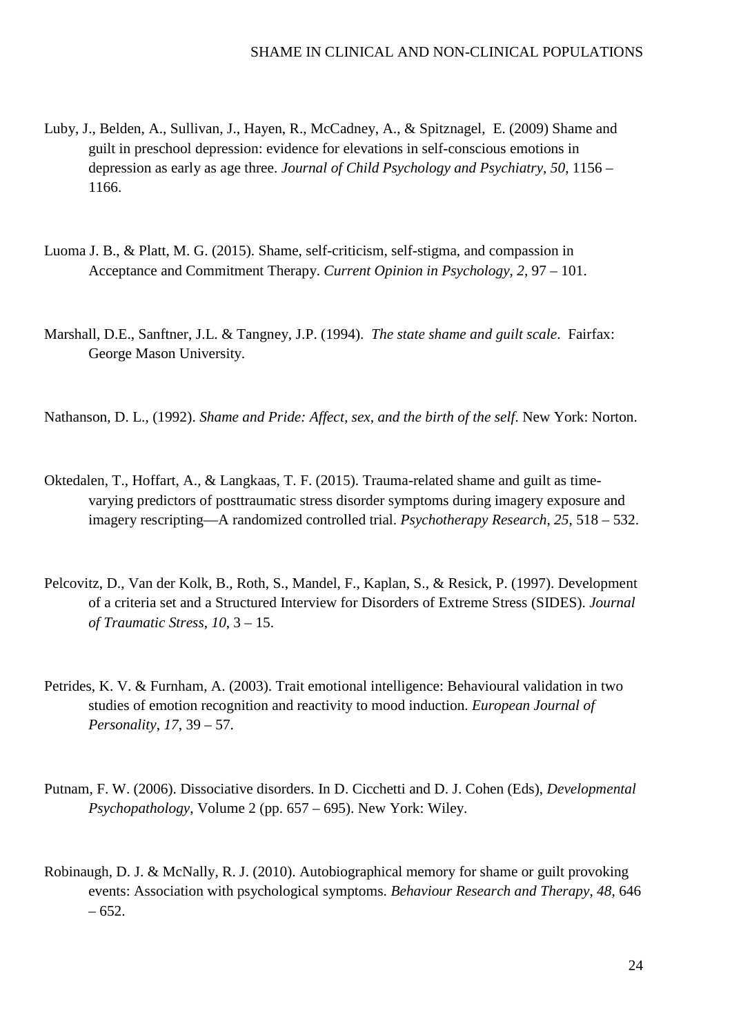Luby, J., Belden, A., Sullivan, J., Hayen, R., McCadney, A., & Spitznagel, E. (2009) Shame and guilt in preschool depression: evidence for elevations in self-conscious emotions in depression as early as age three. *Journal of Child Psychology and Psychiatry*, *50*, 1156 – 1166.

Luoma J. B., & Platt, M. G. (2015). Shame, self-criticism, self-stigma, and compassion in Acceptance and Commitment Therapy. *Current Opinion in Psychology*, *2*, 97 – 101.

Marshall, D.E., Sanftner, J.L. & Tangney, J.P. (1994). *The state shame and guilt scale*. Fairfax: George Mason University.

Nathanson, D. L., (1992). *Shame and Pride: Affect, sex, and the birth of the self*. New York: Norton.

Oktedalen, T., Hoffart, A., & Langkaas, T. F. (2015). Trauma-related shame and guilt as time-varying predictors of posttraumatic stress disorder symptoms during imagery exposure and imagery rescripting—A randomized controlled trial. *Psychotherapy Research*, *25*, 518 – 532.

Pelcovitz, D., Van der Kolk, B., Roth, S., Mandel, F., Kaplan, S., & Resick, P. (1997). Development of a criteria set and a Structured Interview for Disorders of Extreme Stress (SIDES). *Journal of Traumatic Stress*, *10*, 3 – 15.

Petrides, K. V. & Furnham, A. (2003). Trait emotional intelligence: Behavioural validation in two studies of emotion recognition and reactivity to mood induction. *European Journal of Personality*, *17*, 39 – 57.

Putnam, F. W. (2006). Dissociative disorders. In D. Cicchetti and D. J. Cohen (Eds), *Developmental Psychopathology*, Volume 2 (pp. 657 – 695). New York: Wiley.

Robinaugh, D. J. & McNally, R. J. (2010). Autobiographical memory for shame or guilt provoking events: Association with psychological symptoms. *Behaviour Research and Therapy*, *48*, 646 – 652.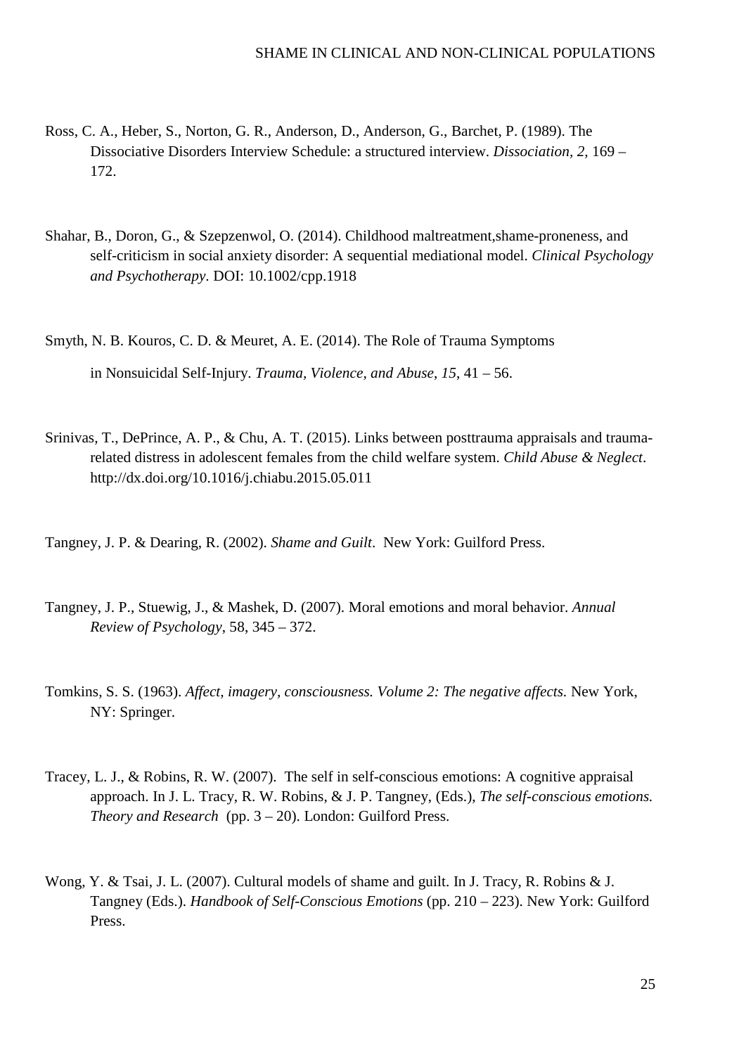Ross, C. A., Heber, S., Norton, G. R., Anderson, D., Anderson, G., Barchet, P. (1989). The Dissociative Disorders Interview Schedule: a structured interview. *Dissociation, 2*, 169 – 172.

Shahar, B., Doron, G., & Szepzenwol, O. (2014). Childhood maltreatment,shame-proneness, and self-criticism in social anxiety disorder: A sequential mediational model. *Clinical Psychology and Psychotherapy*. DOI: 10.1002/cpp.1918

Smyth, N. B. Kouros, C. D. & Meuret, A. E. (2014). The Role of Trauma Symptoms in Nonsuicidal Self-Injury. *Trauma, Violence, and Abuse*, *15*, 41 – 56.

Srinivas, T., DePrince, A. P., & Chu, A. T. (2015). Links between posttrauma appraisals and trauma-related distress in adolescent females from the child welfare system. *Child Abuse & Neglect*. http://dx.doi.org/10.1016/j.chiabu.2015.05.011

Tangney, J. P. & Dearing, R. (2002). *Shame and Guilt*. New York: Guilford Press.

Tangney, J. P., Stuewig, J., & Mashek, D. (2007). Moral emotions and moral behavior. *Annual Review of Psychology*, 58, 345 – 372.

Tomkins, S. S. (1963). *Affect, imagery, consciousness. Volume 2: The negative affects.* New York, NY: Springer.

Tracey, L. J., & Robins, R. W. (2007). The self in self-conscious emotions: A cognitive appraisal approach. In J. L. Tracy, R. W. Robins, & J. P. Tangney, (Eds.), *The self-conscious emotions. Theory and Research* (pp. 3 – 20). London: Guilford Press.

Wong, Y. & Tsai, J. L. (2007). Cultural models of shame and guilt. In J. Tracy, R. Robins & J. Tangney (Eds.). *Handbook of Self-Conscious Emotions* (pp. 210 – 223). New York: Guilford Press.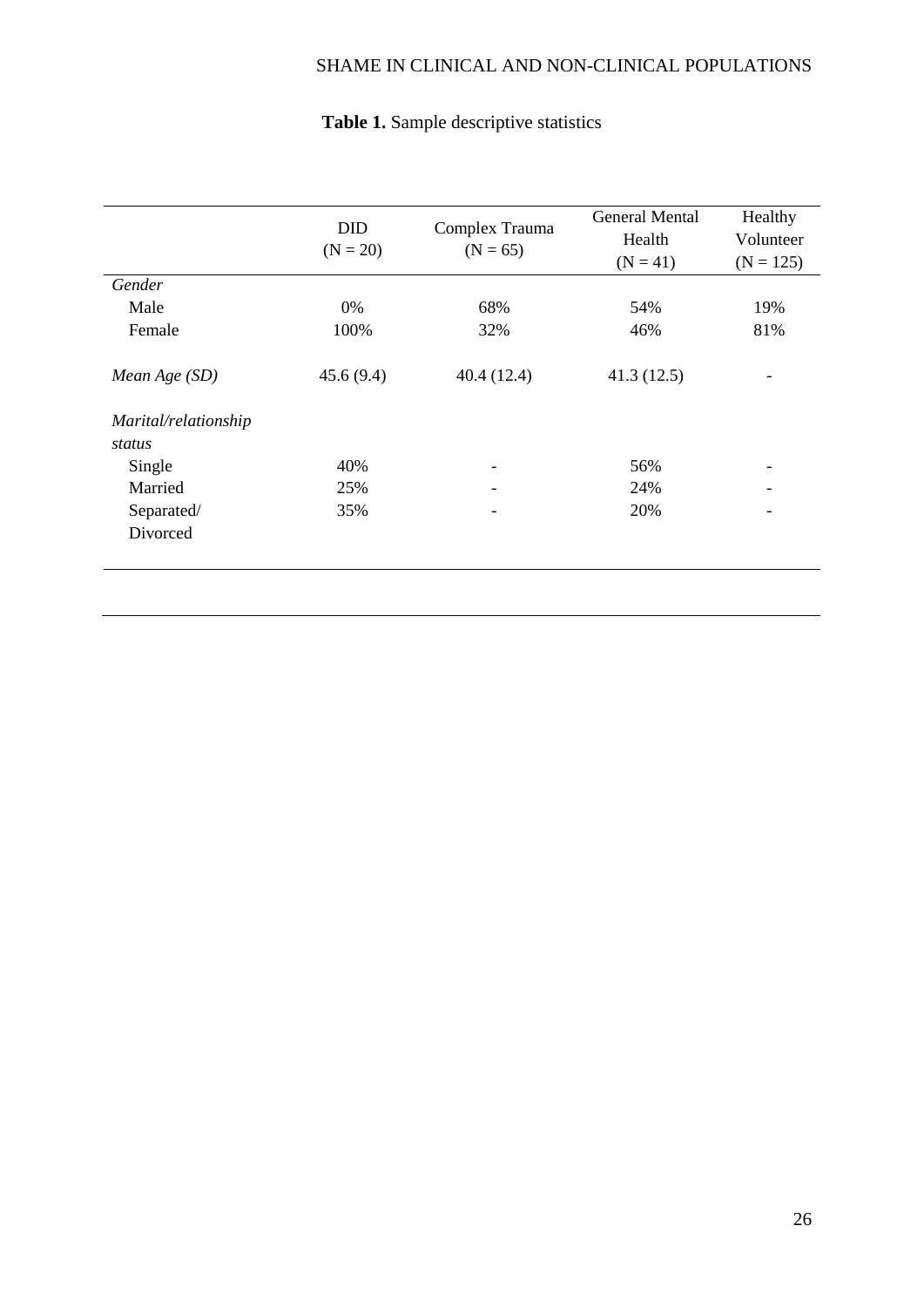**Table 1.** Sample descriptive statistics

| | DID (N = 20) | Complex Trauma (N = 65) | General Mental Health (N = 41) | Healthy Volunteer (N = 125) |
|---|---|---|---|---|
| *Gender* | | | | |
| Male | 0% | 68% | 54% | 19% |
| Female | 100% | 32% | 46% | 81% |
| *Mean Age (SD)* | 45.6 (9.4) | 40.4 (12.4) | 41.3 (12.5) | - |
| *Marital/relationship status* | | | | |
| Single | 40% | - | 56% | - |
| Married | 25% | - | 24% | - |
| Separated/ Divorced | 35% | - | 20% | - |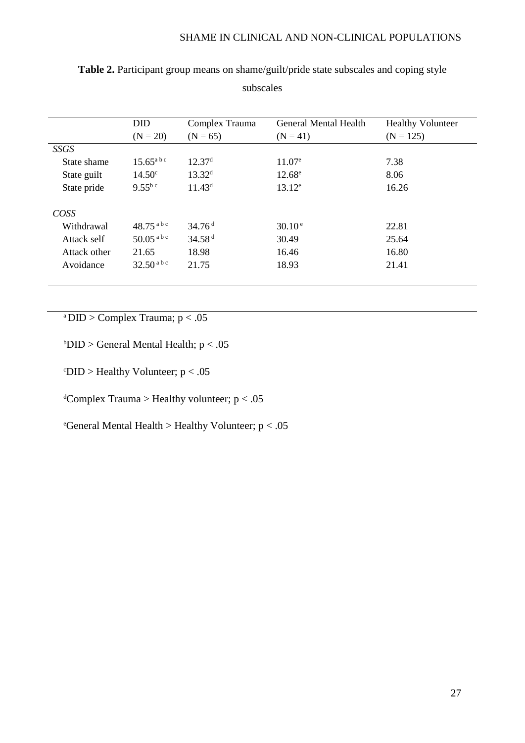**Table 2.** Participant group means on shame/guilt/pride state subscales and coping style subscales

| | DID (N = 20) | Complex Trauma (N = 65) | General Mental Health (N = 41) | Healthy Volunteer (N = 125) |
|---|---|---|---|---|
| *SSGS* | | | | |
| State shame | 15.65[a b c] | 12.37[d] | 11.07[e] | 7.38 |
| State guilt | 14.50[c] | 13.32[d] | 12.68[e] | 8.06 |
| State pride | 9.55[b c] | 11.43[d] | 13.12[e] | 16.26 |
| *COSS* | | | | |
| Withdrawal | 48.75[a b c] | 34.76[d] | 30.10[e] | 22.81 |
| Attack self | 50.05[a b c] | 34.58[d] | 30.49 | 25.64 |
| Attack other | 21.65 | 18.98 | 16.46 | 16.80 |
| Avoidance | 32.50[a b c] | 21.75 | 18.93 | 21.41 |

[a] DID > Complex Trauma; $p < .05$

[b] DID > General Mental Health; $p < .05$

[c] DID > Healthy Volunteer; $p < .05$

[d] Complex Trauma > Healthy volunteer; $p < .05$

[e] General Mental Health > Healthy Volunteer; $p < .05$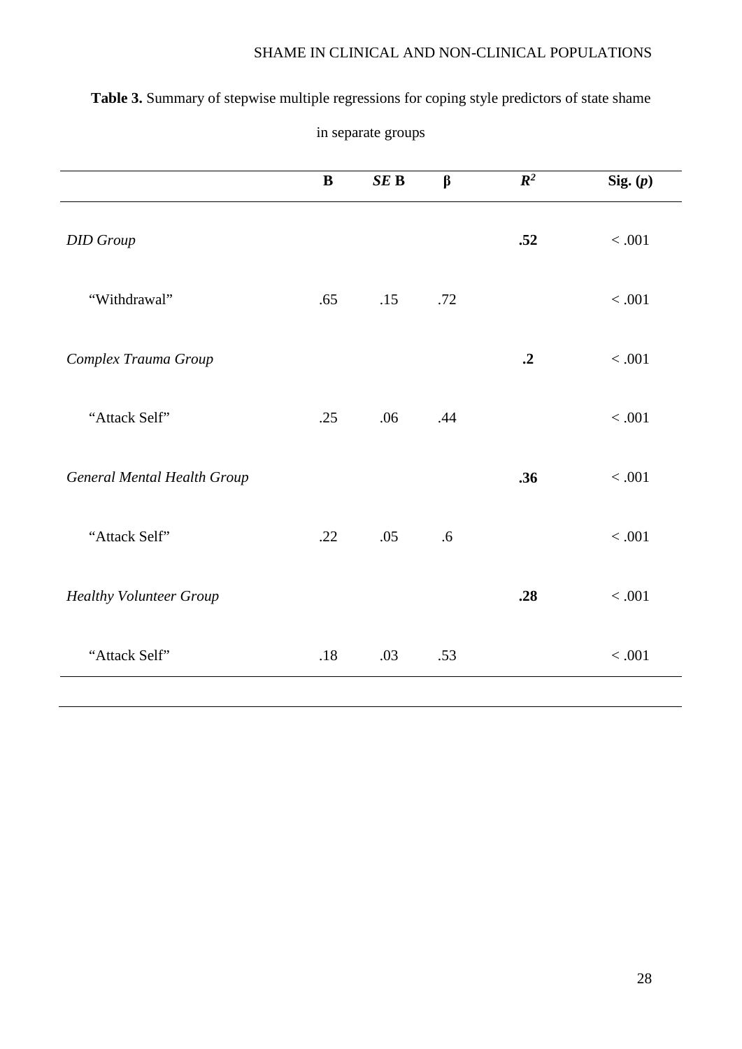**Table 3.** Summary of stepwise multiple regressions for coping style predictors of state shame in separate groups

| | **B** | ***SE* B** | **β** | $R^2$ | **Sig. (*p*)** |
|---|---|---|---|---|---|
| *DID Group* | | | | **.52** | < .001 |
| "Withdrawal" | .65 | .15 | .72 | | < .001 |
| *Complex Trauma Group* | | | | **.2** | < .001 |
| "Attack Self" | .25 | .06 | .44 | | < .001 |
| *General Mental Health Group* | | | | **.36** | < .001 |
| "Attack Self" | .22 | .05 | .6 | | < .001 |
| *Healthy Volunteer Group* | | | | **.28** | < .001 |
| "Attack Self" | .18 | .03 | .53 | | < .001 |